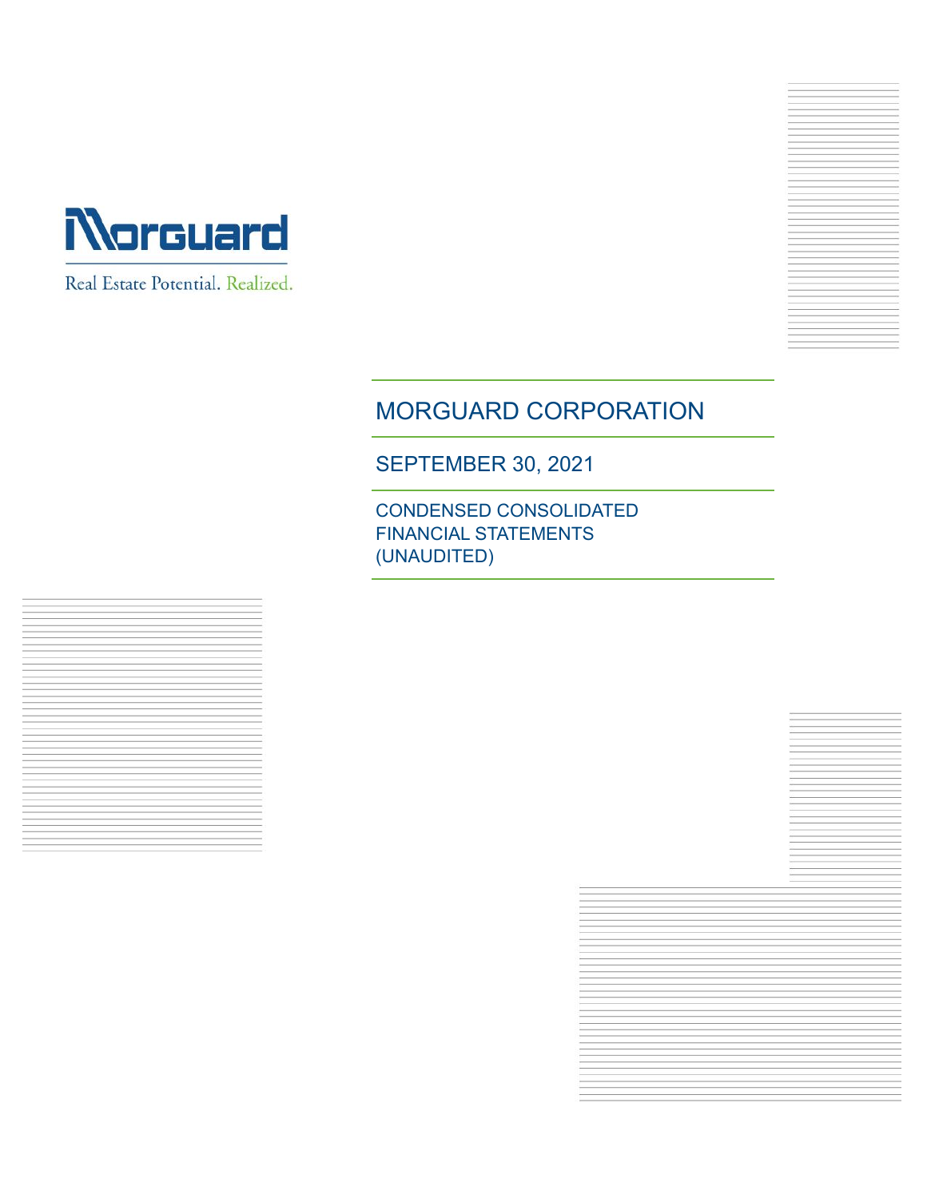Morguard

Real Estate Potential. Realized.

# MORGUARD CORPORATION

## SEPTEMBER 30, 2021

### CONDENSED CONSOLIDATED FINANCIAL STATEMENTS (UNAUDITED)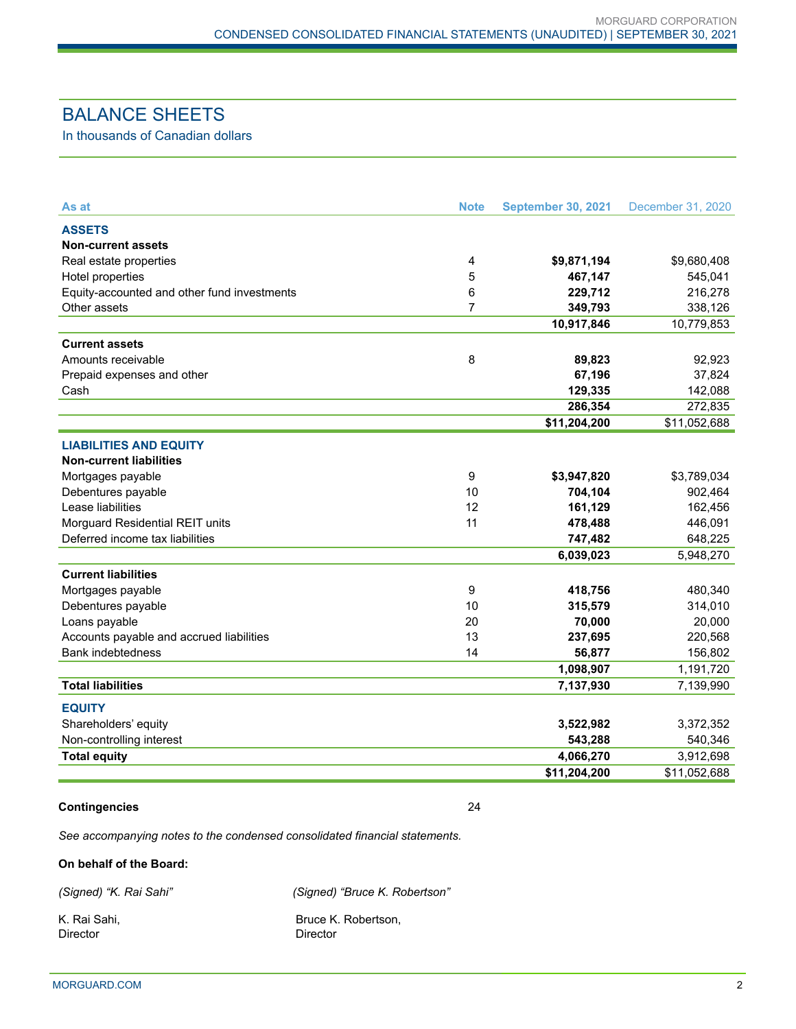# BALANCE SHEETS

In thousands of Canadian dollars

| As at | Note | September 30, 2021 | December 31, 2020 |
|---|---|---|---|
| **ASSETS** | | | |
| **Non-current assets** | | | |
| Real estate properties | 4 | **$9,871,194** | $9,680,408 |
| Hotel properties | 5 | **467,147** | 545,041 |
| Equity-accounted and other fund investments | 6 | **229,712** | 216,278 |
| Other assets | 7 | **349,793** | 338,126 |
| | | **10,917,846** | 10,779,853 |
| **Current assets** | | | |
| Amounts receivable | 8 | **89,823** | 92,923 |
| Prepaid expenses and other | | **67,196** | 37,824 |
| Cash | | **129,335** | 142,088 |
| | | **286,354** | 272,835 |
| | | **$11,204,200** | $11,052,688 |
| **LIABILITIES AND EQUITY** | | | |
| **Non-current liabilities** | | | |
| Mortgages payable | 9 | **$3,947,820** | $3,789,034 |
| Debentures payable | 10 | **704,104** | 902,464 |
| Lease liabilities | 12 | **161,129** | 162,456 |
| Morguard Residential REIT units | 11 | **478,488** | 446,091 |
| Deferred income tax liabilities | | **747,482** | 648,225 |
| | | **6,039,023** | 5,948,270 |
| **Current liabilities** | | | |
| Mortgages payable | 9 | **418,756** | 480,340 |
| Debentures payable | 10 | **315,579** | 314,010 |
| Loans payable | 20 | **70,000** | 20,000 |
| Accounts payable and accrued liabilities | 13 | **237,695** | 220,568 |
| Bank indebtedness | 14 | **56,877** | 156,802 |
| | | **1,098,907** | 1,191,720 |
| **Total liabilities** | | **7,137,930** | 7,139,990 |
| **EQUITY** | | | |
| Shareholders' equity | | **3,522,982** | 3,372,352 |
| Non-controlling interest | | **543,288** | 540,346 |
| **Total equity** | | **4,066,270** | 3,912,698 |
| | | **$11,204,200** | $11,052,688 |

**Contingencies** 24

*See accompanying notes to the condensed consolidated financial statements.*

**On behalf of the Board:**

*(Signed) "K. Rai Sahi"*

K. Rai Sahi,
Director

*(Signed) "Bruce K. Robertson"*

Bruce K. Robertson,
Director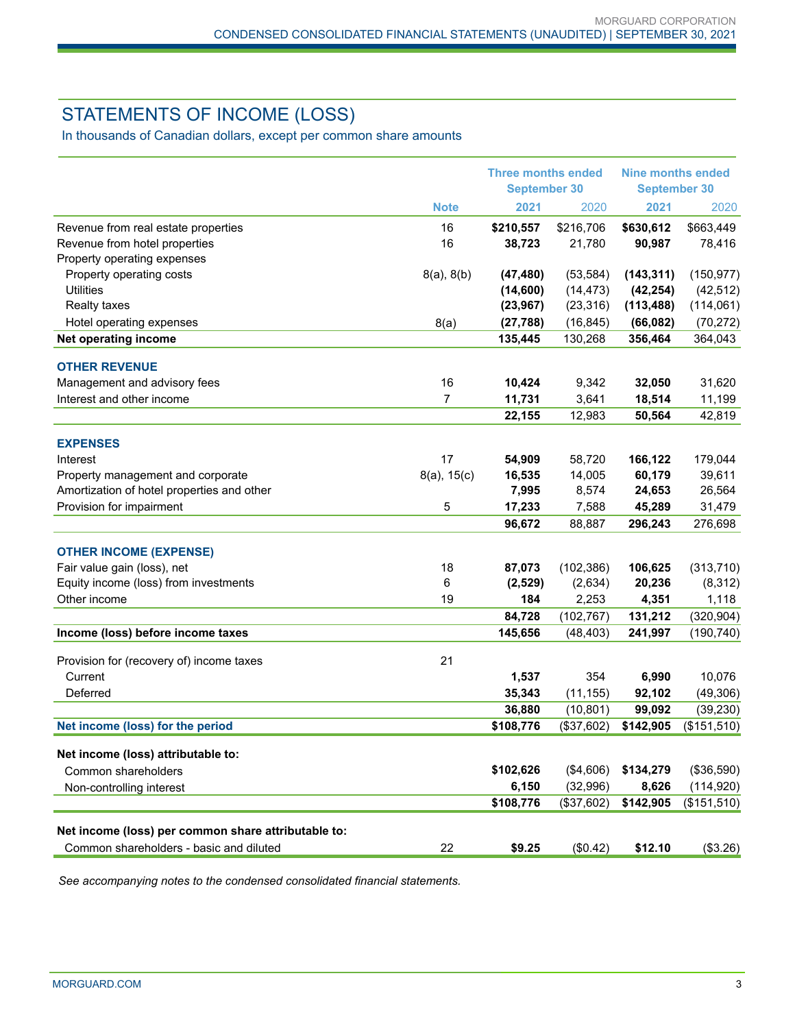# STATEMENTS OF INCOME (LOSS)

In thousands of Canadian dollars, except per common share amounts

| | Note | Three months ended September 30 | | Nine months ended September 30 | |
|---|---|---|---|---|---|
| | | **2021** | 2020 | **2021** | 2020 |
| Revenue from real estate properties | 16 | **$210,557** | $216,706 | **$630,612** | $663,449 |
| Revenue from hotel properties | 16 | **38,723** | 21,780 | **90,987** | 78,416 |
| Property operating expenses | | | | | |
| Property operating costs | 8(a), 8(b) | **(47,480)** | (53,584) | **(143,311)** | (150,977) |
| Utilities | | **(14,600)** | (14,473) | **(42,254)** | (42,512) |
| Realty taxes | | **(23,967)** | (23,316) | **(113,488)** | (114,061) |
| Hotel operating expenses | 8(a) | **(27,788)** | (16,845) | **(66,082)** | (70,272) |
| **Net operating income** | | **135,445** | 130,268 | **356,464** | 364,043 |
| **OTHER REVENUE** | | | | | |
| Management and advisory fees | 16 | **10,424** | 9,342 | **32,050** | 31,620 |
| Interest and other income | 7 | **11,731** | 3,641 | **18,514** | 11,199 |
| | | **22,155** | 12,983 | **50,564** | 42,819 |
| **EXPENSES** | | | | | |
| Interest | 17 | **54,909** | 58,720 | **166,122** | 179,044 |
| Property management and corporate | 8(a), 15(c) | **16,535** | 14,005 | **60,179** | 39,611 |
| Amortization of hotel properties and other | | **7,995** | 8,574 | **24,653** | 26,564 |
| Provision for impairment | 5 | **17,233** | 7,588 | **45,289** | 31,479 |
| | | **96,672** | 88,887 | **296,243** | 276,698 |
| **OTHER INCOME (EXPENSE)** | | | | | |
| Fair value gain (loss), net | 18 | **87,073** | (102,386) | **106,625** | (313,710) |
| Equity income (loss) from investments | 6 | **(2,529)** | (2,634) | **20,236** | (8,312) |
| Other income | 19 | **184** | 2,253 | **4,351** | 1,118 |
| | | **84,728** | (102,767) | **131,212** | (320,904) |
| **Income (loss) before income taxes** | | **145,656** | (48,403) | **241,997** | (190,740) |
| Provision for (recovery of) income taxes | 21 | | | | |
| Current | | **1,537** | 354 | **6,990** | 10,076 |
| Deferred | | **35,343** | (11,155) | **92,102** | (49,306) |
| | | **36,880** | (10,801) | **99,092** | (39,230) |
| **Net income (loss) for the period** | | **$108,776** | ($37,602) | **$142,905** | ($151,510) |
| **Net income (loss) attributable to:** | | | | | |
| Common shareholders | | **$102,626** | ($4,606) | **$134,279** | ($36,590) |
| Non-controlling interest | | **6,150** | (32,996) | **8,626** | (114,920) |
| | | **$108,776** | ($37,602) | **$142,905** | ($151,510) |
| **Net income (loss) per common share attributable to:** | | | | | |
| Common shareholders - basic and diluted | 22 | **$9.25** | ($0.42) | **$12.10** | ($3.26) |

*See accompanying notes to the condensed consolidated financial statements.*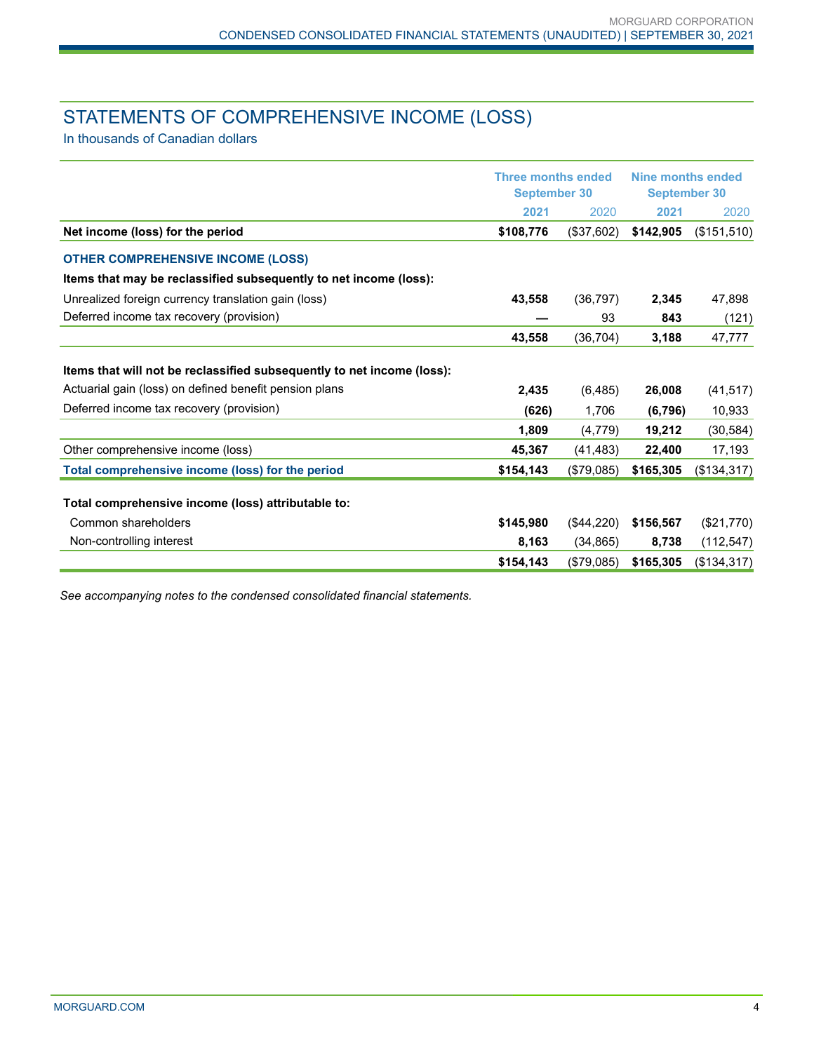# STATEMENTS OF COMPREHENSIVE INCOME (LOSS)

In thousands of Canadian dollars

| | Three months ended September 30 | | Nine months ended September 30 | |
|---|---|---|---|---|
| | **2021** | 2020 | **2021** | 2020 |
| **Net income (loss) for the period** | **$108,776** | ($37,602) | **$142,905** | ($151,510) |
| **OTHER COMPREHENSIVE INCOME (LOSS)** | | | | |
| **Items that may be reclassified subsequently to net income (loss):** | | | | |
| Unrealized foreign currency translation gain (loss) | **43,558** | (36,797) | **2,345** | 47,898 |
| Deferred income tax recovery (provision) | **—** | 93 | **843** | (121) |
| | **43,558** | (36,704) | **3,188** | 47,777 |
| **Items that will not be reclassified subsequently to net income (loss):** | | | | |
| Actuarial gain (loss) on defined benefit pension plans | **2,435** | (6,485) | **26,008** | (41,517) |
| Deferred income tax recovery (provision) | **(626)** | 1,706 | **(6,796)** | 10,933 |
| | **1,809** | (4,779) | **19,212** | (30,584) |
| Other comprehensive income (loss) | **45,367** | (41,483) | **22,400** | 17,193 |
| **Total comprehensive income (loss) for the period** | **$154,143** | ($79,085) | **$165,305** | ($134,317) |
| **Total comprehensive income (loss) attributable to:** | | | | |
| Common shareholders | **$145,980** | ($44,220) | **$156,567** | ($21,770) |
| Non-controlling interest | **8,163** | (34,865) | **8,738** | (112,547) |
| | **$154,143** | ($79,085) | **$165,305** | ($134,317) |

*See accompanying notes to the condensed consolidated financial statements.*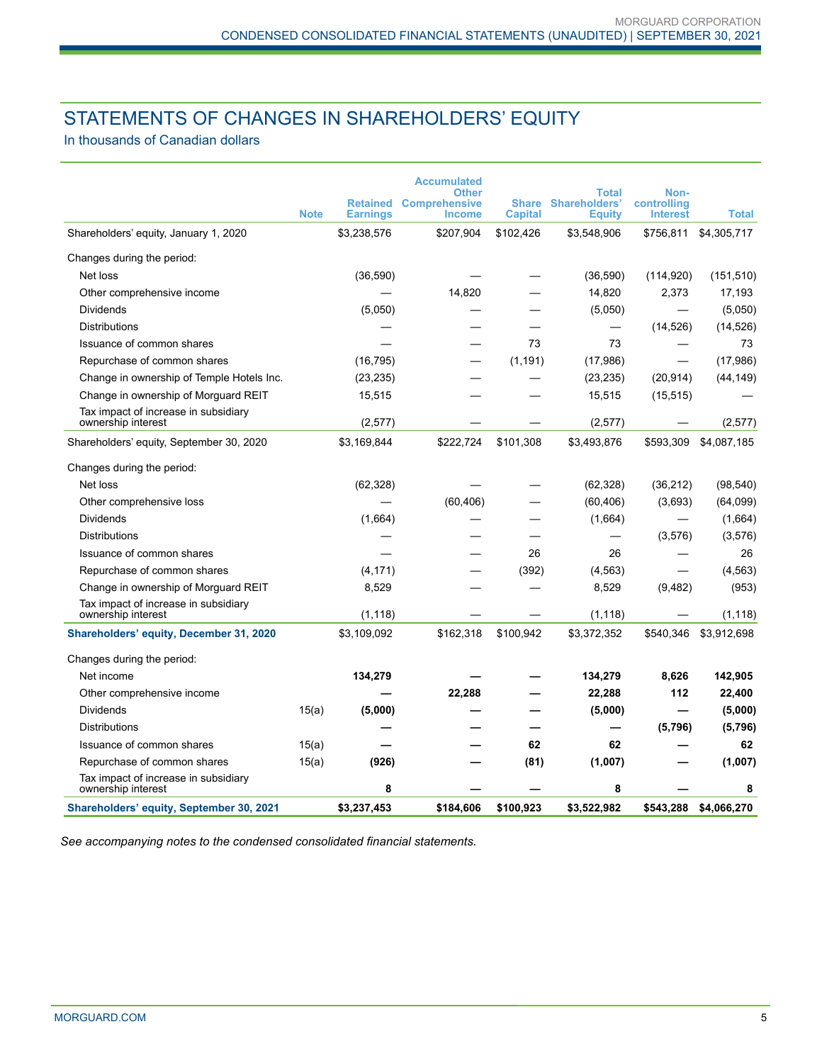# STATEMENTS OF CHANGES IN SHAREHOLDERS' EQUITY

In thousands of Canadian dollars

| | Note | Retained Earnings | Accumulated Other Comprehensive Income | Share Capital | Total Shareholders' Equity | Non-controlling Interest | Total |
|---|---|---|---|---|---|---|---|
| Shareholders' equity, January 1, 2020 | | $3,238,576 | $207,904 | $102,426 | $3,548,906 | $756,811 | $4,305,717 |
| Changes during the period: | | | | | | | |
| Net loss | | (36,590) | — | — | (36,590) | (114,920) | (151,510) |
| Other comprehensive income | | — | 14,820 | — | 14,820 | 2,373 | 17,193 |
| Dividends | | (5,050) | — | — | (5,050) | — | (5,050) |
| Distributions | | — | — | — | — | (14,526) | (14,526) |
| Issuance of common shares | | — | — | 73 | 73 | — | 73 |
| Repurchase of common shares | | (16,795) | — | (1,191) | (17,986) | — | (17,986) |
| Change in ownership of Temple Hotels Inc. | | (23,235) | — | — | (23,235) | (20,914) | (44,149) |
| Change in ownership of Morguard REIT | | 15,515 | — | — | 15,515 | (15,515) | — |
| Tax impact of increase in subsidiary ownership interest | | (2,577) | — | — | (2,577) | — | (2,577) |
| Shareholders' equity, September 30, 2020 | | $3,169,844 | $222,724 | $101,308 | $3,493,876 | $593,309 | $4,087,185 |
| Changes during the period: | | | | | | | |
| Net loss | | (62,328) | — | — | (62,328) | (36,212) | (98,540) |
| Other comprehensive loss | | — | (60,406) | — | (60,406) | (3,693) | (64,099) |
| Dividends | | (1,664) | — | — | (1,664) | — | (1,664) |
| Distributions | | — | — | — | — | (3,576) | (3,576) |
| Issuance of common shares | | — | — | 26 | 26 | — | 26 |
| Repurchase of common shares | | (4,171) | — | (392) | (4,563) | — | (4,563) |
| Change in ownership of Morguard REIT | | 8,529 | — | — | 8,529 | (9,482) | (953) |
| Tax impact of increase in subsidiary ownership interest | | (1,118) | — | — | (1,118) | — | (1,118) |
| **Shareholders' equity, December 31, 2020** | | $3,109,092 | $162,318 | $100,942 | $3,372,352 | $540,346 | $3,912,698 |
| Changes during the period: | | | | | | | |
| Net income | | **134,279** | **—** | **—** | **134,279** | **8,626** | **142,905** |
| Other comprehensive income | | **—** | **22,288** | **—** | **22,288** | **112** | **22,400** |
| Dividends | 15(a) | **(5,000)** | **—** | **—** | **(5,000)** | **—** | **(5,000)** |
| Distributions | | **—** | **—** | **—** | **—** | **(5,796)** | **(5,796)** |
| Issuance of common shares | 15(a) | **—** | **—** | **62** | **62** | **—** | **62** |
| Repurchase of common shares | 15(a) | **(926)** | **—** | **(81)** | **(1,007)** | **—** | **(1,007)** |
| Tax impact of increase in subsidiary ownership interest | | **8** | **—** | **—** | **8** | **—** | **8** |
| **Shareholders' equity, September 30, 2021** | | **$3,237,453** | **$184,606** | **$100,923** | **$3,522,982** | **$543,288** | **$4,066,270** |

*See accompanying notes to the condensed consolidated financial statements.*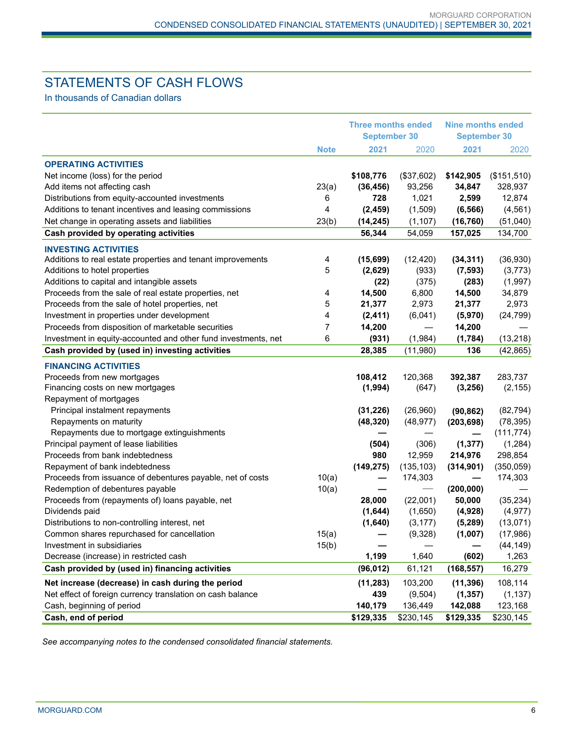# STATEMENTS OF CASH FLOWS

In thousands of Canadian dollars

| | Note | Three months ended September 30 | | Nine months ended September 30 | |
|---|---|---|---|---|---|
| | | **2021** | 2020 | **2021** | 2020 |
| **OPERATING ACTIVITIES** | | | | | |
| Net income (loss) for the period | | **$108,776** | ($37,602) | **$142,905** | ($151,510) |
| Add items not affecting cash | 23(a) | **(36,456)** | 93,256 | **34,847** | 328,937 |
| Distributions from equity-accounted investments | 6 | **728** | 1,021 | **2,599** | 12,874 |
| Additions to tenant incentives and leasing commissions | 4 | **(2,459)** | (1,509) | **(6,566)** | (4,561) |
| Net change in operating assets and liabilities | 23(b) | **(14,245)** | (1,107) | **(16,760)** | (51,040) |
| **Cash provided by operating activities** | | **56,344** | 54,059 | **157,025** | 134,700 |
| **INVESTING ACTIVITIES** | | | | | |
| Additions to real estate properties and tenant improvements | 4 | **(15,699)** | (12,420) | **(34,311)** | (36,930) |
| Additions to hotel properties | 5 | **(2,629)** | (933) | **(7,593)** | (3,773) |
| Additions to capital and intangible assets | | **(22)** | (375) | **(283)** | (1,997) |
| Proceeds from the sale of real estate properties, net | 4 | **14,500** | 6,800 | **14,500** | 34,879 |
| Proceeds from the sale of hotel properties, net | 5 | **21,377** | 2,973 | **21,377** | 2,973 |
| Investment in properties under development | 4 | **(2,411)** | (6,041) | **(5,970)** | (24,799) |
| Proceeds from disposition of marketable securities | 7 | **14,200** | — | **14,200** | — |
| Investment in equity-accounted and other fund investments, net | 6 | **(931)** | (1,984) | **(1,784)** | (13,218) |
| **Cash provided by (used in) investing activities** | | **28,385** | (11,980) | **136** | (42,865) |
| **FINANCING ACTIVITIES** | | | | | |
| Proceeds from new mortgages | | **108,412** | 120,368 | **392,387** | 283,737 |
| Financing costs on new mortgages | | **(1,994)** | (647) | **(3,256)** | (2,155) |
| Repayment of mortgages | | | | | |
| Principal instalment repayments | | **(31,226)** | (26,960) | **(90,862)** | (82,794) |
| Repayments on maturity | | **(48,320)** | (48,977) | **(203,698)** | (78,395) |
| Repayments due to mortgage extinguishments | | **—** | — | **—** | (111,774) |
| Principal payment of lease liabilities | | **(504)** | (306) | **(1,377)** | (1,284) |
| Proceeds from bank indebtedness | | **980** | 12,959 | **214,976** | 298,854 |
| Repayment of bank indebtedness | | **(149,275)** | (135,103) | **(314,901)** | (350,059) |
| Proceeds from issuance of debentures payable, net of costs | 10(a) | **—** | 174,303 | **—** | 174,303 |
| Redemption of debentures payable | 10(a) | **—** | — | **(200,000)** | — |
| Proceeds from (repayments of) loans payable, net | | **28,000** | (22,001) | **50,000** | (35,234) |
| Dividends paid | | **(1,644)** | (1,650) | **(4,928)** | (4,977) |
| Distributions to non-controlling interest, net | | **(1,640)** | (3,177) | **(5,289)** | (13,071) |
| Common shares repurchased for cancellation | 15(a) | **—** | (9,328) | **(1,007)** | (17,986) |
| Investment in subsidiaries | 15(b) | **—** | — | **—** | (44,149) |
| Decrease (increase) in restricted cash | | **1,199** | 1,640 | **(602)** | 1,263 |
| **Cash provided by (used in) financing activities** | | **(96,012)** | 61,121 | **(168,557)** | 16,279 |
| **Net increase (decrease) in cash during the period** | | **(11,283)** | 103,200 | **(11,396)** | 108,114 |
| Net effect of foreign currency translation on cash balance | | **439** | (9,504) | **(1,357)** | (1,137) |
| Cash, beginning of period | | **140,179** | 136,449 | **142,088** | 123,168 |
| **Cash, end of period** | | **$129,335** | $230,145 | **$129,335** | $230,145 |

*See accompanying notes to the condensed consolidated financial statements.*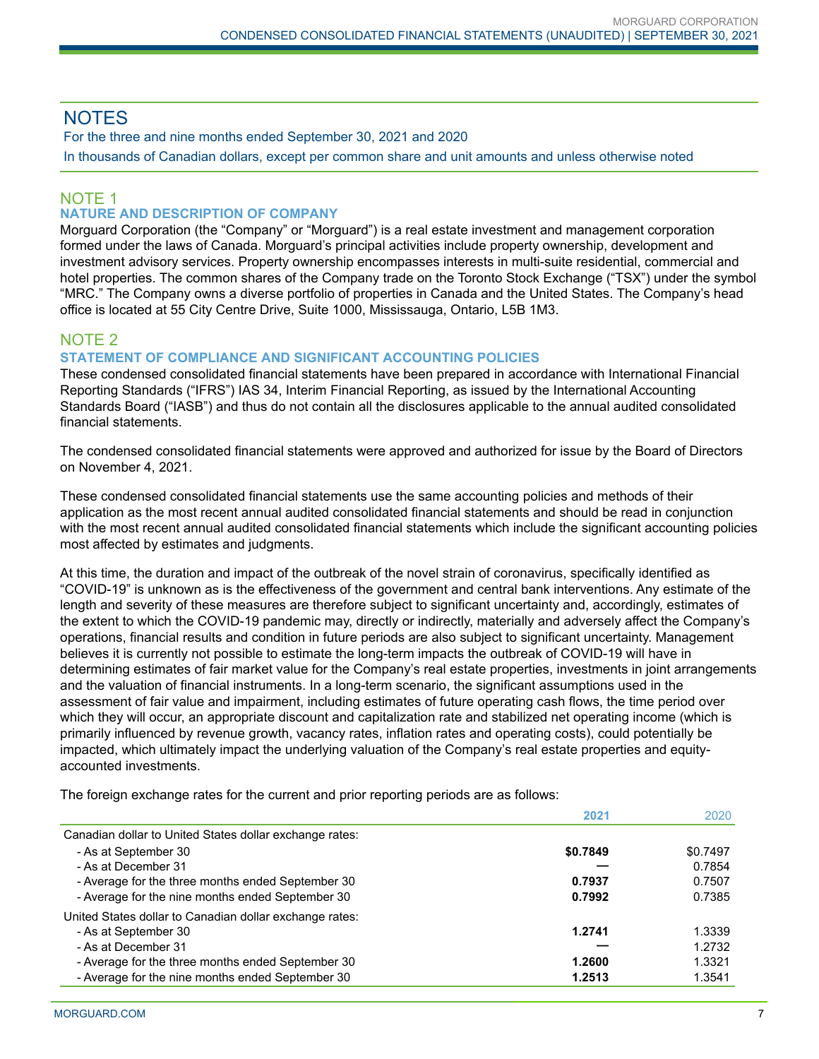# NOTES

For the three and nine months ended September 30, 2021 and 2020

In thousands of Canadian dollars, except per common share and unit amounts and unless otherwise noted

## NOTE 1

### NATURE AND DESCRIPTION OF COMPANY

Morguard Corporation (the "Company" or "Morguard") is a real estate investment and management corporation formed under the laws of Canada. Morguard's principal activities include property ownership, development and investment advisory services. Property ownership encompasses interests in multi-suite residential, commercial and hotel properties. The common shares of the Company trade on the Toronto Stock Exchange ("TSX") under the symbol "MRC." The Company owns a diverse portfolio of properties in Canada and the United States. The Company's head office is located at 55 City Centre Drive, Suite 1000, Mississauga, Ontario, L5B 1M3.

## NOTE 2

### STATEMENT OF COMPLIANCE AND SIGNIFICANT ACCOUNTING POLICIES

These condensed consolidated financial statements have been prepared in accordance with International Financial Reporting Standards ("IFRS") IAS 34, Interim Financial Reporting, as issued by the International Accounting Standards Board ("IASB") and thus do not contain all the disclosures applicable to the annual audited consolidated financial statements.

The condensed consolidated financial statements were approved and authorized for issue by the Board of Directors on November 4, 2021.

These condensed consolidated financial statements use the same accounting policies and methods of their application as the most recent annual audited consolidated financial statements and should be read in conjunction with the most recent annual audited consolidated financial statements which include the significant accounting policies most affected by estimates and judgments.

At this time, the duration and impact of the outbreak of the novel strain of coronavirus, specifically identified as "COVID-19" is unknown as is the effectiveness of the government and central bank interventions. Any estimate of the length and severity of these measures are therefore subject to significant uncertainty and, accordingly, estimates of the extent to which the COVID-19 pandemic may, directly or indirectly, materially and adversely affect the Company's operations, financial results and condition in future periods are also subject to significant uncertainty. Management believes it is currently not possible to estimate the long-term impacts the outbreak of COVID-19 will have in determining estimates of fair market value for the Company's real estate properties, investments in joint arrangements and the valuation of financial instruments. In a long-term scenario, the significant assumptions used in the assessment of fair value and impairment, including estimates of future operating cash flows, the time period over which they will occur, an appropriate discount and capitalization rate and stabilized net operating income (which is primarily influenced by revenue growth, vacancy rates, inflation rates and operating costs), could potentially be impacted, which ultimately impact the underlying valuation of the Company's real estate properties and equity-accounted investments.

The foreign exchange rates for the current and prior reporting periods are as follows:

| | 2021 | 2020 |
|---|---|---|
| Canadian dollar to United States dollar exchange rates: | | |
| - As at September 30 | **$0.7849** | $0.7497 |
| - As at December 31 | **—** | 0.7854 |
| - Average for the three months ended September 30 | **0.7937** | 0.7507 |
| - Average for the nine months ended September 30 | **0.7992** | 0.7385 |
| United States dollar to Canadian dollar exchange rates: | | |
| - As at September 30 | **1.2741** | 1.3339 |
| - As at December 31 | **—** | 1.2732 |
| - Average for the three months ended September 30 | **1.2600** | 1.3321 |
| - Average for the nine months ended September 30 | **1.2513** | 1.3541 |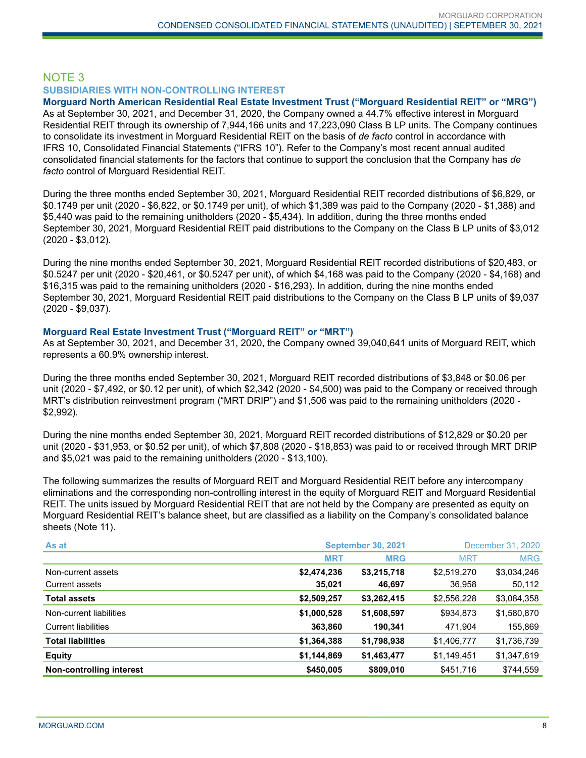## NOTE 3

### SUBSIDIARIES WITH NON-CONTROLLING INTEREST

**Morguard North American Residential Real Estate Investment Trust ("Morguard Residential REIT" or "MRG")**

As at September 30, 2021, and December 31, 2020, the Company owned a 44.7% effective interest in Morguard Residential REIT through its ownership of 7,944,166 units and 17,223,090 Class B LP units. The Company continues to consolidate its investment in Morguard Residential REIT on the basis of *de facto* control in accordance with IFRS 10, Consolidated Financial Statements ("IFRS 10"). Refer to the Company's most recent annual audited consolidated financial statements for the factors that continue to support the conclusion that the Company has *de facto* control of Morguard Residential REIT.

During the three months ended September 30, 2021, Morguard Residential REIT recorded distributions of $6,829, or $0.1749 per unit (2020 - $6,822, or $0.1749 per unit), of which $1,389 was paid to the Company (2020 - $1,388) and $5,440 was paid to the remaining unitholders (2020 - $5,434). In addition, during the three months ended September 30, 2021, Morguard Residential REIT paid distributions to the Company on the Class B LP units of $3,012 (2020 - $3,012).

During the nine months ended September 30, 2021, Morguard Residential REIT recorded distributions of $20,483, or $0.5247 per unit (2020 - $20,461, or $0.5247 per unit), of which $4,168 was paid to the Company (2020 - $4,168) and $16,315 was paid to the remaining unitholders (2020 - $16,293). In addition, during the nine months ended September 30, 2021, Morguard Residential REIT paid distributions to the Company on the Class B LP units of $9,037 (2020 - $9,037).

**Morguard Real Estate Investment Trust ("Morguard REIT" or "MRT")**

As at September 30, 2021, and December 31, 2020, the Company owned 39,040,641 units of Morguard REIT, which represents a 60.9% ownership interest.

During the three months ended September 30, 2021, Morguard REIT recorded distributions of $3,848 or $0.06 per unit (2020 - $7,492, or $0.12 per unit), of which $2,342 (2020 - $4,500) was paid to the Company or received through MRT's distribution reinvestment program ("MRT DRIP") and $1,506 was paid to the remaining unitholders (2020 - $2,992).

During the nine months ended September 30, 2021, Morguard REIT recorded distributions of $12,829 or $0.20 per unit (2020 - $31,953, or $0.52 per unit), of which $7,808 (2020 - $18,853) was paid to or received through MRT DRIP and $5,021 was paid to the remaining unitholders (2020 - $13,100).

The following summarizes the results of Morguard REIT and Morguard Residential REIT before any intercompany eliminations and the corresponding non-controlling interest in the equity of Morguard REIT and Morguard Residential REIT. The units issued by Morguard Residential REIT that are not held by the Company are presented as equity on Morguard Residential REIT's balance sheet, but are classified as a liability on the Company's consolidated balance sheets (Note 11).

| As at | September 30, 2021 | | December 31, 2020 | |
|---|---|---|---|---|
| | **MRT** | **MRG** | MRT | MRG |
| Non-current assets | **$2,474,236** | **$3,215,718** | $2,519,270 | $3,034,246 |
| Current assets | **35,021** | **46,697** | 36,958 | 50,112 |
| **Total assets** | **$2,509,257** | **$3,262,415** | $2,556,228 | $3,084,358 |
| Non-current liabilities | **$1,000,528** | **$1,608,597** | $934,873 | $1,580,870 |
| Current liabilities | **363,860** | **190,341** | 471,904 | 155,869 |
| **Total liabilities** | **$1,364,388** | **$1,798,938** | $1,406,777 | $1,736,739 |
| **Equity** | **$1,144,869** | **$1,463,477** | $1,149,451 | $1,347,619 |
| **Non-controlling interest** | **$450,005** | **$809,010** | $451,716 | $744,559 |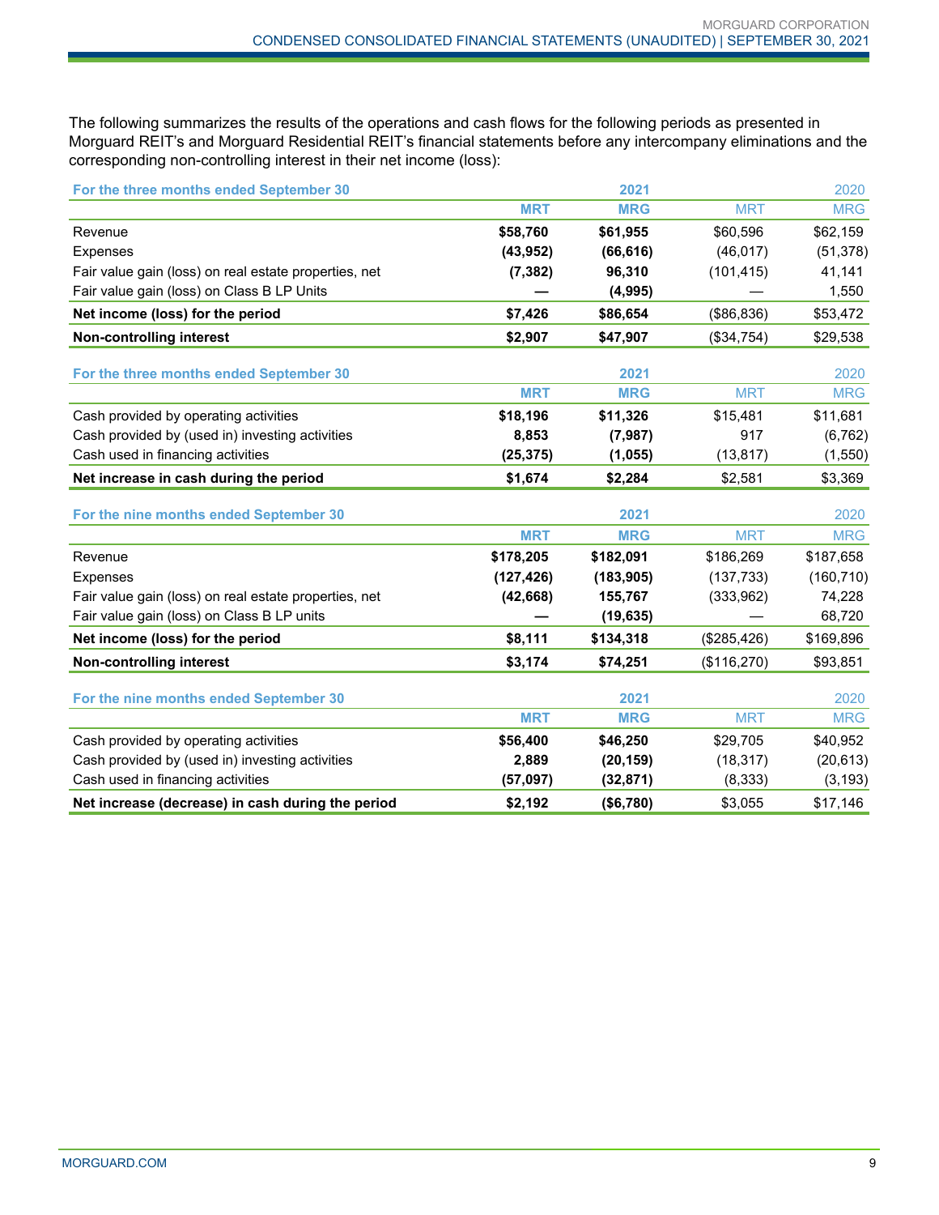The following summarizes the results of the operations and cash flows for the following periods as presented in Morguard REIT's and Morguard Residential REIT's financial statements before any intercompany eliminations and the corresponding non-controlling interest in their net income (loss):

| For the three months ended September 30 | | 2021 | | 2020 |
|---|---|---|---|---|
| | **MRT** | **MRG** | MRT | MRG |
| Revenue | **$58,760** | **$61,955** | $60,596 | $62,159 |
| Expenses | **(43,952)** | **(66,616)** | (46,017) | (51,378) |
| Fair value gain (loss) on real estate properties, net | **(7,382)** | **96,310** | (101,415) | 41,141 |
| Fair value gain (loss) on Class B LP Units | **—** | **(4,995)** | — | 1,550 |
| **Net income (loss) for the period** | **$7,426** | **$86,654** | ($86,836) | $53,472 |
| **Non-controlling interest** | **$2,907** | **$47,907** | ($34,754) | $29,538 |

| For the three months ended September 30 | | 2021 | | 2020 |
|---|---|---|---|---|
| | **MRT** | **MRG** | MRT | MRG |
| Cash provided by operating activities | **$18,196** | **$11,326** | $15,481 | $11,681 |
| Cash provided by (used in) investing activities | **8,853** | **(7,987)** | 917 | (6,762) |
| Cash used in financing activities | **(25,375)** | **(1,055)** | (13,817) | (1,550) |
| **Net increase in cash during the period** | **$1,674** | **$2,284** | $2,581 | $3,369 |

| For the nine months ended September 30 | | 2021 | | 2020 |
|---|---|---|---|---|
| | **MRT** | **MRG** | MRT | MRG |
| Revenue | **$178,205** | **$182,091** | $186,269 | $187,658 |
| Expenses | **(127,426)** | **(183,905)** | (137,733) | (160,710) |
| Fair value gain (loss) on real estate properties, net | **(42,668)** | **155,767** | (333,962) | 74,228 |
| Fair value gain (loss) on Class B LP units | **—** | **(19,635)** | — | 68,720 |
| **Net income (loss) for the period** | **$8,111** | **$134,318** | ($285,426) | $169,896 |
| **Non-controlling interest** | **$3,174** | **$74,251** | ($116,270) | $93,851 |

| For the nine months ended September 30 | | 2021 | | 2020 |
|---|---|---|---|---|
| | **MRT** | **MRG** | MRT | MRG |
| Cash provided by operating activities | **$56,400** | **$46,250** | $29,705 | $40,952 |
| Cash provided by (used in) investing activities | **2,889** | **(20,159)** | (18,317) | (20,613) |
| Cash used in financing activities | **(57,097)** | **(32,871)** | (8,333) | (3,193) |
| **Net increase (decrease) in cash during the period** | **$2,192** | **($6,780)** | $3,055 | $17,146 |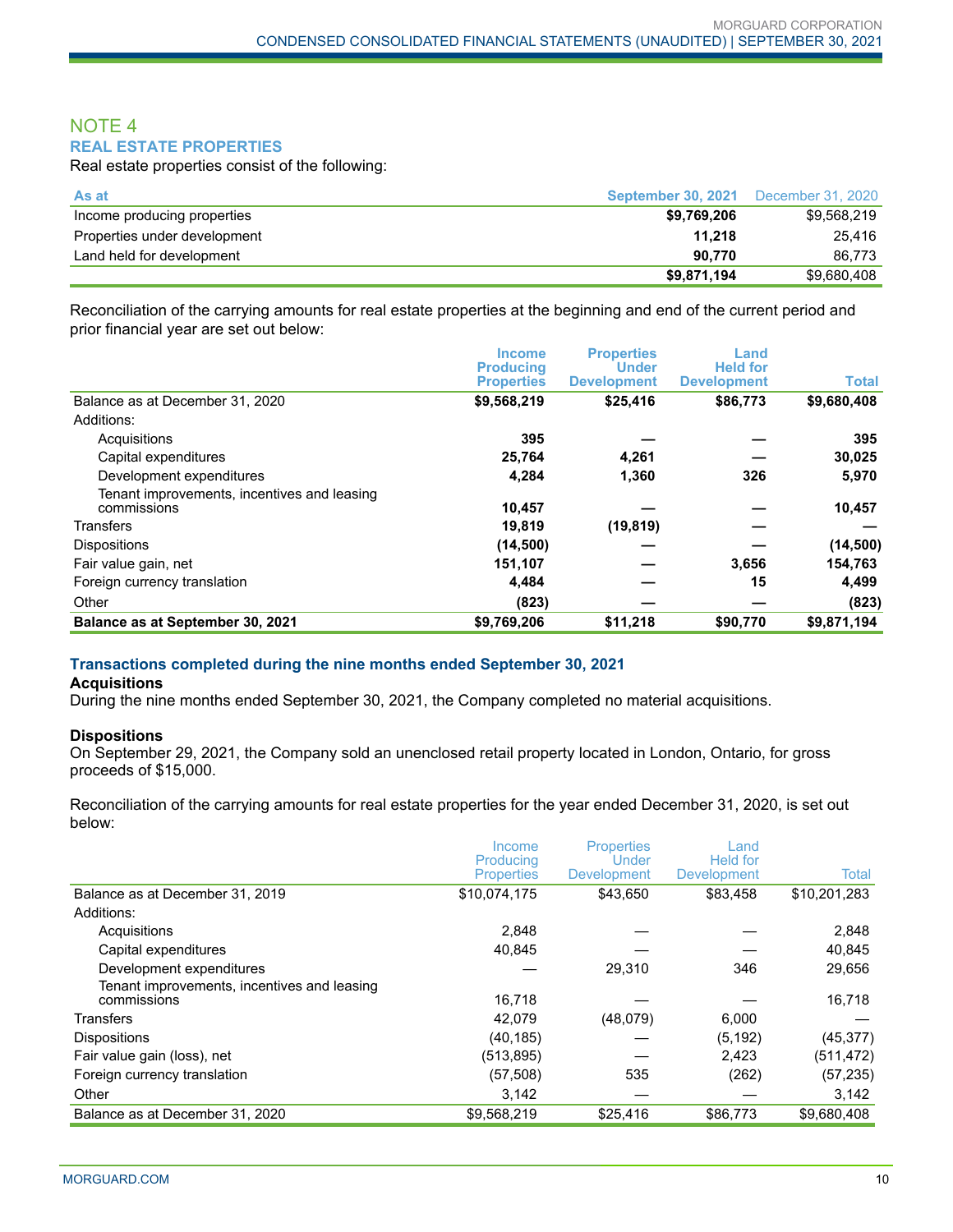## NOTE 4

### REAL ESTATE PROPERTIES

Real estate properties consist of the following:

| As at | September 30, 2021 | December 31, 2020 |
|---|---|---|
| Income producing properties | **$9,769,206** | $9,568,219 |
| Properties under development | **11,218** | 25,416 |
| Land held for development | **90,770** | 86,773 |
| | **$9,871,194** | $9,680,408 |

Reconciliation of the carrying amounts for real estate properties at the beginning and end of the current period and prior financial year are set out below:

| | Income Producing Properties | Properties Under Development | Land Held for Development | Total |
|---|---|---|---|---|
| Balance as at December 31, 2020 | **$9,568,219** | **$25,416** | **$86,773** | **$9,680,408** |
| Additions: | | | | |
| Acquisitions | **395** | **—** | **—** | **395** |
| Capital expenditures | **25,764** | **4,261** | **—** | **30,025** |
| Development expenditures | **4,284** | **1,360** | **326** | **5,970** |
| Tenant improvements, incentives and leasing commissions | **10,457** | **—** | **—** | **10,457** |
| Transfers | **19,819** | **(19,819)** | **—** | **—** |
| Dispositions | **(14,500)** | **—** | **—** | **(14,500)** |
| Fair value gain, net | **151,107** | **—** | **3,656** | **154,763** |
| Foreign currency translation | **4,484** | **—** | **15** | **4,499** |
| Other | **(823)** | **—** | **—** | **(823)** |
| **Balance as at September 30, 2021** | **$9,769,206** | **$11,218** | **$90,770** | **$9,871,194** |

### Transactions completed during the nine months ended September 30, 2021

**Acquisitions**

During the nine months ended September 30, 2021, the Company completed no material acquisitions.

**Dispositions**

On September 29, 2021, the Company sold an unenclosed retail property located in London, Ontario, for gross proceeds of $15,000.

Reconciliation of the carrying amounts for real estate properties for the year ended December 31, 2020, is set out below:

| | Income Producing Properties | Properties Under Development | Land Held for Development | Total |
|---|---|---|---|---|
| Balance as at December 31, 2019 | $10,074,175 | $43,650 | $83,458 | $10,201,283 |
| Additions: | | | | |
| Acquisitions | 2,848 | — | — | 2,848 |
| Capital expenditures | 40,845 | — | — | 40,845 |
| Development expenditures | — | 29,310 | 346 | 29,656 |
| Tenant improvements, incentives and leasing commissions | 16,718 | — | — | 16,718 |
| Transfers | 42,079 | (48,079) | 6,000 | — |
| Dispositions | (40,185) | — | (5,192) | (45,377) |
| Fair value gain (loss), net | (513,895) | — | 2,423 | (511,472) |
| Foreign currency translation | (57,508) | 535 | (262) | (57,235) |
| Other | 3,142 | — | — | 3,142 |
| Balance as at December 31, 2020 | $9,568,219 | $25,416 | $86,773 | $9,680,408 |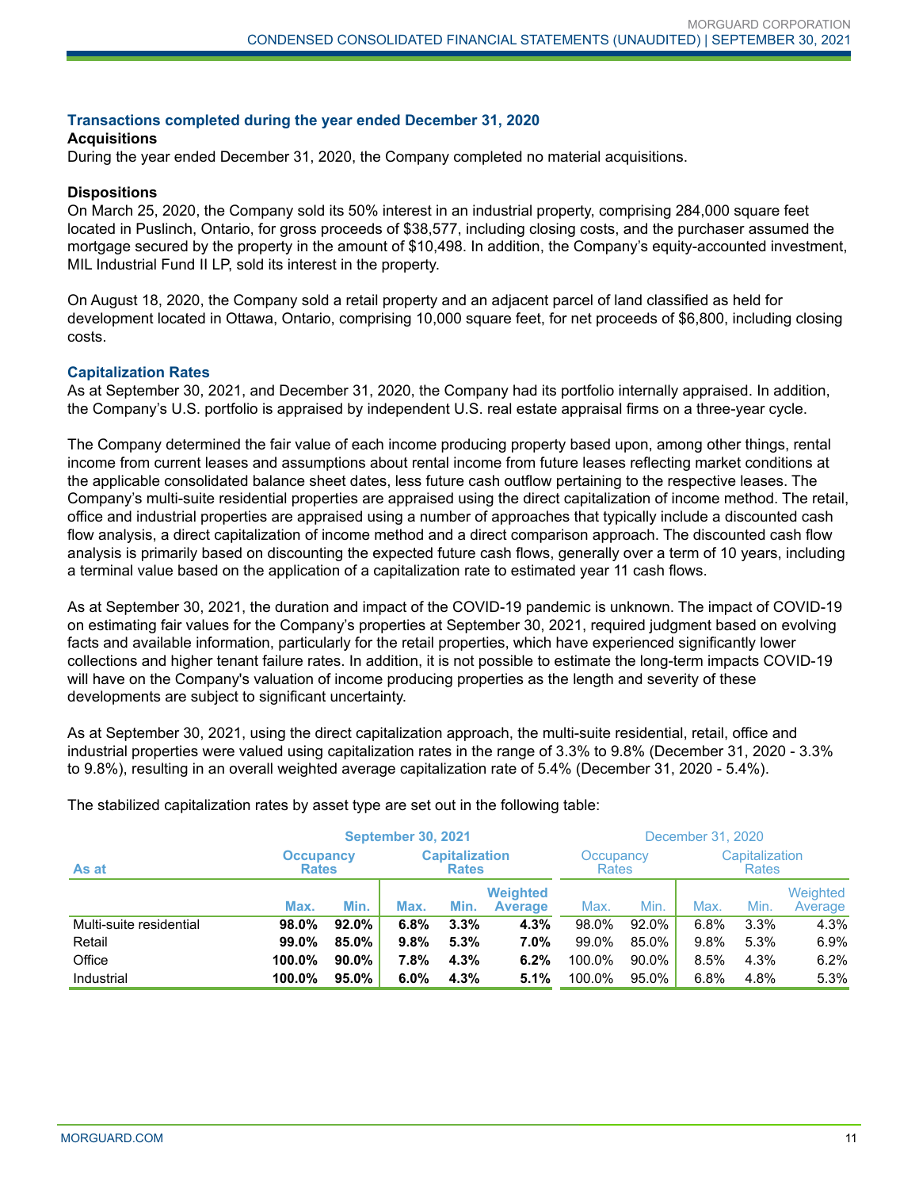### Transactions completed during the year ended December 31, 2020

**Acquisitions**

During the year ended December 31, 2020, the Company completed no material acquisitions.

**Dispositions**

On March 25, 2020, the Company sold its 50% interest in an industrial property, comprising 284,000 square feet located in Puslinch, Ontario, for gross proceeds of $38,577, including closing costs, and the purchaser assumed the mortgage secured by the property in the amount of $10,498. In addition, the Company's equity-accounted investment, MIL Industrial Fund II LP, sold its interest in the property.

On August 18, 2020, the Company sold a retail property and an adjacent parcel of land classified as held for development located in Ottawa, Ontario, comprising 10,000 square feet, for net proceeds of $6,800, including closing costs.

### Capitalization Rates

As at September 30, 2021, and December 31, 2020, the Company had its portfolio internally appraised. In addition, the Company's U.S. portfolio is appraised by independent U.S. real estate appraisal firms on a three-year cycle.

The Company determined the fair value of each income producing property based upon, among other things, rental income from current leases and assumptions about rental income from future leases reflecting market conditions at the applicable consolidated balance sheet dates, less future cash outflow pertaining to the respective leases. The Company's multi-suite residential properties are appraised using the direct capitalization of income method. The retail, office and industrial properties are appraised using a number of approaches that typically include a discounted cash flow analysis, a direct capitalization of income method and a direct comparison approach. The discounted cash flow analysis is primarily based on discounting the expected future cash flows, generally over a term of 10 years, including a terminal value based on the application of a capitalization rate to estimated year 11 cash flows.

As at September 30, 2021, the duration and impact of the COVID-19 pandemic is unknown. The impact of COVID-19 on estimating fair values for the Company's properties at September 30, 2021, required judgment based on evolving facts and available information, particularly for the retail properties, which have experienced significantly lower collections and higher tenant failure rates. In addition, it is not possible to estimate the long-term impacts COVID-19 will have on the Company's valuation of income producing properties as the length and severity of these developments are subject to significant uncertainty.

As at September 30, 2021, using the direct capitalization approach, the multi-suite residential, retail, office and industrial properties were valued using capitalization rates in the range of 3.3% to 9.8% (December 31, 2020 - 3.3% to 9.8%), resulting in an overall weighted average capitalization rate of 5.4% (December 31, 2020 - 5.4%).

The stabilized capitalization rates by asset type are set out in the following table:

| | **September 30, 2021** | | | | | December 31, 2020 | | | | |
|---|---|---|---|---|---|---|---|---|---|---|
| **As at** | **Occupancy Rates** | | **Capitalization Rates** | | | Occupancy Rates | | Capitalization Rates | | |
| | **Max.** | **Min.** | **Max.** | **Min.** | **Weighted Average** | Max. | Min. | Max. | Min. | Weighted Average |
| Multi-suite residential | **98.0%** | **92.0%** | **6.8%** | **3.3%** | **4.3%** | 98.0% | 92.0% | 6.8% | 3.3% | 4.3% |
| Retail | **99.0%** | **85.0%** | **9.8%** | **5.3%** | **7.0%** | 99.0% | 85.0% | 9.8% | 5.3% | 6.9% |
| Office | **100.0%** | **90.0%** | **7.8%** | **4.3%** | **6.2%** | 100.0% | 90.0% | 8.5% | 4.3% | 6.2% |
| Industrial | **100.0%** | **95.0%** | **6.0%** | **4.3%** | **5.1%** | 100.0% | 95.0% | 6.8% | 4.8% | 5.3% |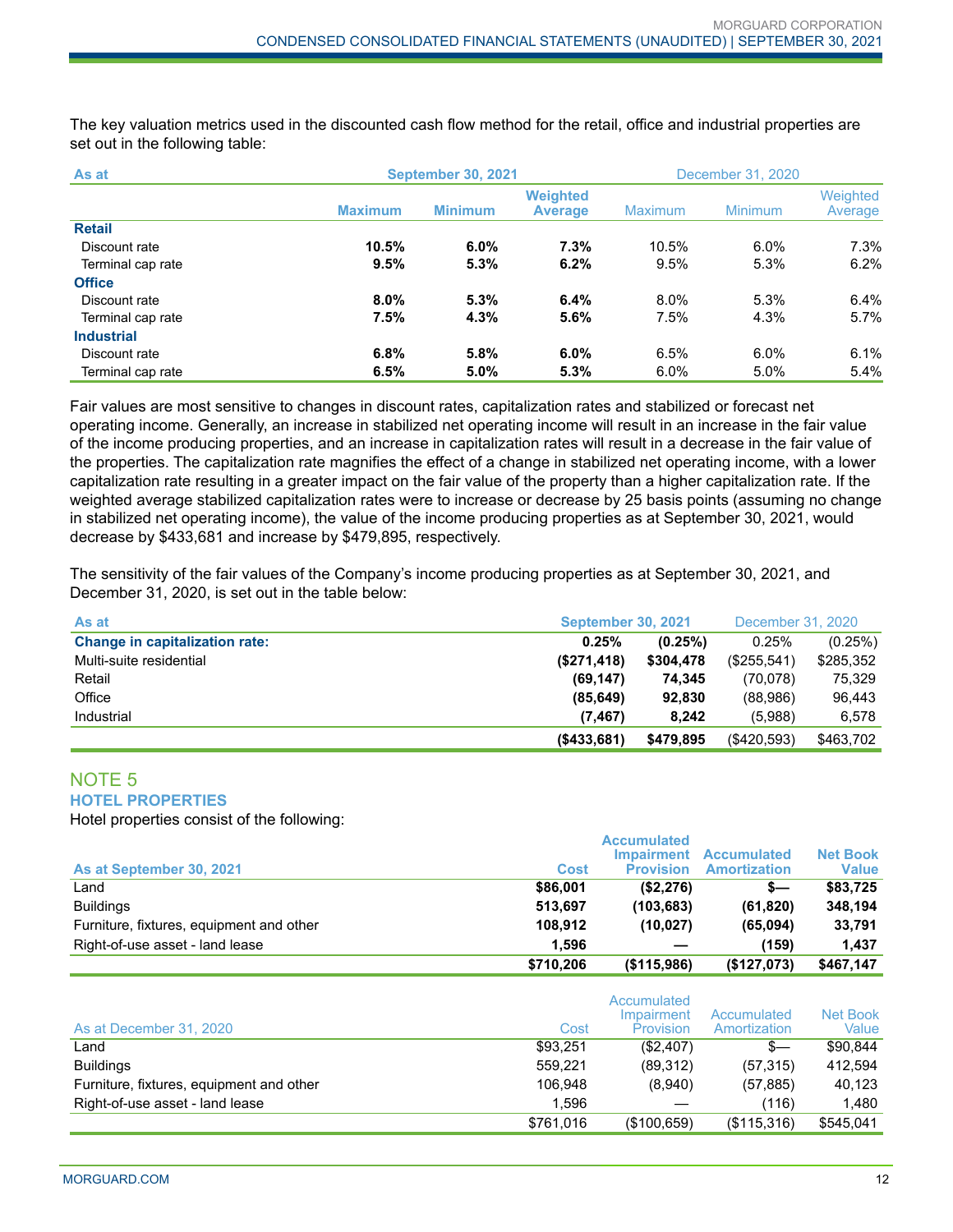The key valuation metrics used in the discounted cash flow method for the retail, office and industrial properties are set out in the following table:

| As at | September 30, 2021 | | | December 31, 2020 | | |
|---|---|---|---|---|---|---|
| | **Maximum** | **Minimum** | **Weighted Average** | Maximum | Minimum | Weighted Average |
| **Retail** | | | | | | |
| Discount rate | **10.5%** | **6.0%** | **7.3%** | 10.5% | 6.0% | 7.3% |
| Terminal cap rate | **9.5%** | **5.3%** | **6.2%** | 9.5% | 5.3% | 6.2% |
| **Office** | | | | | | |
| Discount rate | **8.0%** | **5.3%** | **6.4%** | 8.0% | 5.3% | 6.4% |
| Terminal cap rate | **7.5%** | **4.3%** | **5.6%** | 7.5% | 4.3% | 5.7% |
| **Industrial** | | | | | | |
| Discount rate | **6.8%** | **5.8%** | **6.0%** | 6.5% | 6.0% | 6.1% |
| Terminal cap rate | **6.5%** | **5.0%** | **5.3%** | 6.0% | 5.0% | 5.4% |

Fair values are most sensitive to changes in discount rates, capitalization rates and stabilized or forecast net operating income. Generally, an increase in stabilized net operating income will result in an increase in the fair value of the income producing properties, and an increase in capitalization rates will result in a decrease in the fair value of the properties. The capitalization rate magnifies the effect of a change in stabilized net operating income, with a lower capitalization rate resulting in a greater impact on the fair value of the property than a higher capitalization rate. If the weighted average stabilized capitalization rates were to increase or decrease by 25 basis points (assuming no change in stabilized net operating income), the value of the income producing properties as at September 30, 2021, would decrease by $433,681 and increase by $479,895, respectively.

The sensitivity of the fair values of the Company's income producing properties as at September 30, 2021, and December 31, 2020, is set out in the table below:

| As at | September 30, 2021 | | December 31, 2020 | |
|---|---|---|---|---|
| **Change in capitalization rate:** | **0.25%** | **(0.25%)** | 0.25% | (0.25%) |
| Multi-suite residential | **($271,418)** | **$304,478** | ($255,541) | $285,352 |
| Retail | **(69,147)** | **74,345** | (70,078) | 75,329 |
| Office | **(85,649)** | **92,830** | (88,986) | 96,443 |
| Industrial | **(7,467)** | **8,242** | (5,988) | 6,578 |
| | **($433,681)** | **$479,895** | ($420,593) | $463,702 |

## NOTE 5

### HOTEL PROPERTIES

Hotel properties consist of the following:

| As at September 30, 2021 | Cost | Accumulated Impairment Provision | Accumulated Amortization | Net Book Value |
|---|---|---|---|---|
| Land | **$86,001** | **($2,276)** | **$—** | **$83,725** |
| Buildings | **513,697** | **(103,683)** | **(61,820)** | **348,194** |
| Furniture, fixtures, equipment and other | **108,912** | **(10,027)** | **(65,094)** | **33,791** |
| Right-of-use asset - land lease | **1,596** | **—** | **(159)** | **1,437** |
| | **$710,206** | **($115,986)** | **($127,073)** | **$467,147** |

| As at December 31, 2020 | Cost | Accumulated Impairment Provision | Accumulated Amortization | Net Book Value |
|---|---|---|---|---|
| Land | $93,251 | ($2,407) | $— | $90,844 |
| Buildings | 559,221 | (89,312) | (57,315) | 412,594 |
| Furniture, fixtures, equipment and other | 106,948 | (8,940) | (57,885) | 40,123 |
| Right-of-use asset - land lease | 1,596 | — | (116) | 1,480 |
| | $761,016 | ($100,659) | ($115,316) | $545,041 |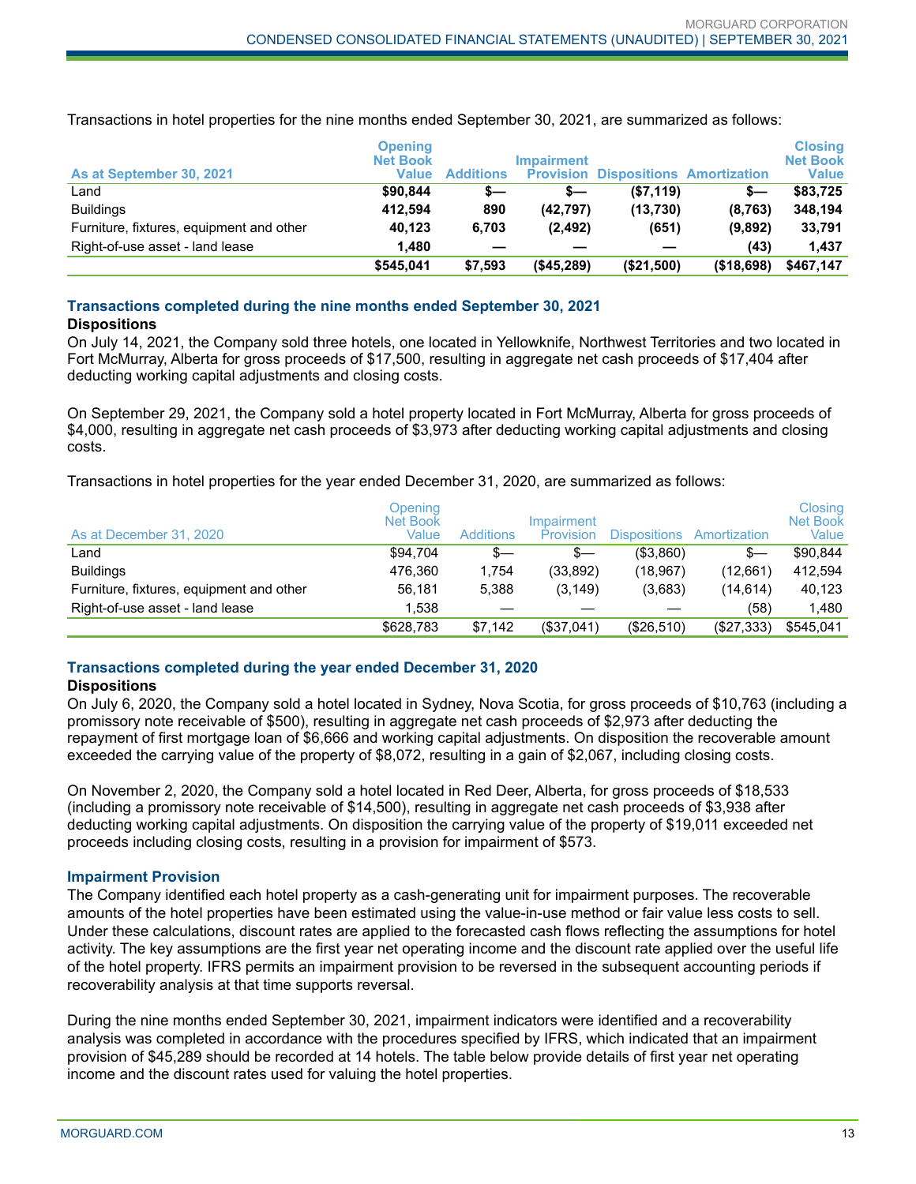Transactions in hotel properties for the nine months ended September 30, 2021, are summarized as follows:

| As at September 30, 2021 | Opening Net Book Value | Additions | Impairment Provision | Dispositions | Amortization | Closing Net Book Value |
|---|---|---|---|---|---|---|
| Land | **$90,844** | **$—** | **$—** | **($7,119)** | **$—** | **$83,725** |
| Buildings | **412,594** | **890** | **(42,797)** | **(13,730)** | **(8,763)** | **348,194** |
| Furniture, fixtures, equipment and other | **40,123** | **6,703** | **(2,492)** | **(651)** | **(9,892)** | **33,791** |
| Right-of-use asset - land lease | **1,480** | **—** | **—** | **—** | **(43)** | **1,437** |
| | **$545,041** | **$7,593** | **($45,289)** | **($21,500)** | **($18,698)** | **$467,147** |

### Transactions completed during the nine months ended September 30, 2021

**Dispositions**

On July 14, 2021, the Company sold three hotels, one located in Yellowknife, Northwest Territories and two located in Fort McMurray, Alberta for gross proceeds of $17,500, resulting in aggregate net cash proceeds of $17,404 after deducting working capital adjustments and closing costs.

On September 29, 2021, the Company sold a hotel property located in Fort McMurray, Alberta for gross proceeds of $4,000, resulting in aggregate net cash proceeds of $3,973 after deducting working capital adjustments and closing costs.

Transactions in hotel properties for the year ended December 31, 2020, are summarized as follows:

| As at December 31, 2020 | Opening Net Book Value | Additions | Impairment Provision | Dispositions | Amortization | Closing Net Book Value |
|---|---|---|---|---|---|---|
| Land | $94,704 | $— | $— | ($3,860) | $— | $90,844 |
| Buildings | 476,360 | 1,754 | (33,892) | (18,967) | (12,661) | 412,594 |
| Furniture, fixtures, equipment and other | 56,181 | 5,388 | (3,149) | (3,683) | (14,614) | 40,123 |
| Right-of-use asset - land lease | 1,538 | — | — | — | (58) | 1,480 |
| | $628,783 | $7,142 | ($37,041) | ($26,510) | ($27,333) | $545,041 |

### Transactions completed during the year ended December 31, 2020

**Dispositions**

On July 6, 2020, the Company sold a hotel located in Sydney, Nova Scotia, for gross proceeds of $10,763 (including a promissory note receivable of $500), resulting in aggregate net cash proceeds of $2,973 after deducting the repayment of first mortgage loan of $6,666 and working capital adjustments. On disposition the recoverable amount exceeded the carrying value of the property of $8,072, resulting in a gain of $2,067, including closing costs.

On November 2, 2020, the Company sold a hotel located in Red Deer, Alberta, for gross proceeds of $18,533 (including a promissory note receivable of $14,500), resulting in aggregate net cash proceeds of $3,938 after deducting working capital adjustments. On disposition the carrying value of the property of $19,011 exceeded net proceeds including closing costs, resulting in a provision for impairment of $573.

### Impairment Provision

The Company identified each hotel property as a cash-generating unit for impairment purposes. The recoverable amounts of the hotel properties have been estimated using the value-in-use method or fair value less costs to sell. Under these calculations, discount rates are applied to the forecasted cash flows reflecting the assumptions for hotel activity. The key assumptions are the first year net operating income and the discount rate applied over the useful life of the hotel property. IFRS permits an impairment provision to be reversed in the subsequent accounting periods if recoverability analysis at that time supports reversal.

During the nine months ended September 30, 2021, impairment indicators were identified and a recoverability analysis was completed in accordance with the procedures specified by IFRS, which indicated that an impairment provision of $45,289 should be recorded at 14 hotels. The table below provide details of first year net operating income and the discount rates used for valuing the hotel properties.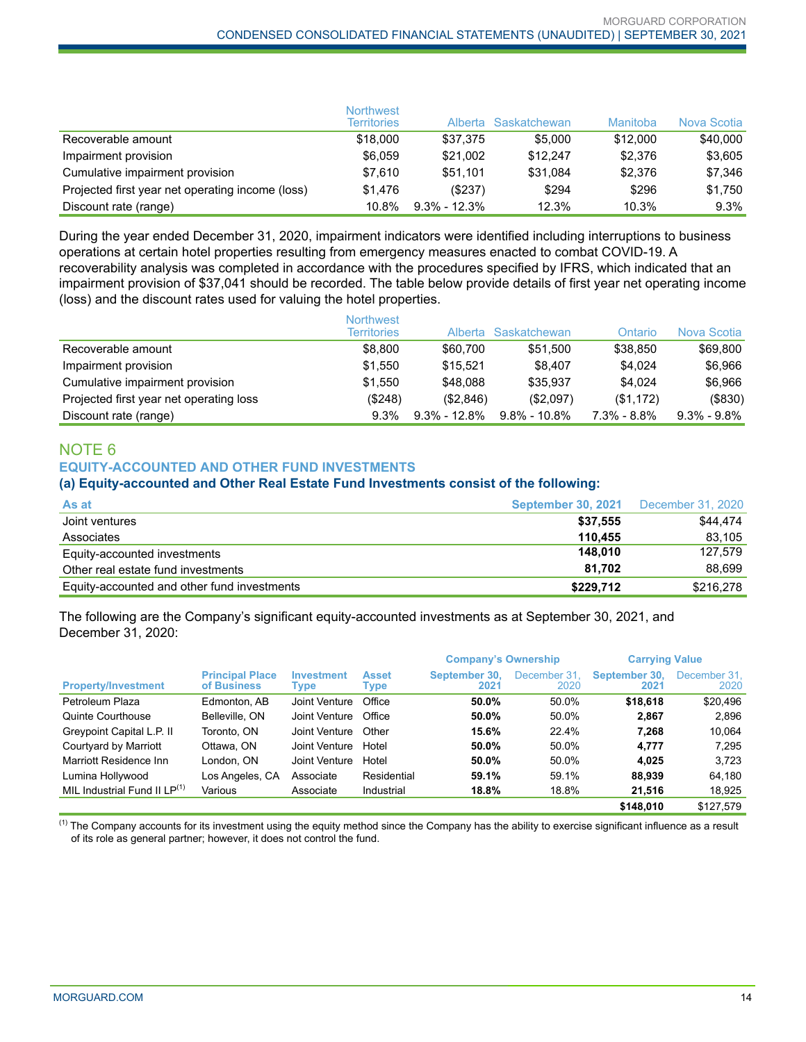| | Northwest Territories | Alberta | Saskatchewan | Manitoba | Nova Scotia |
|---|---|---|---|---|---|
| Recoverable amount | $18,000 | $37,375 | $5,000 | $12,000 | $40,000 |
| Impairment provision | $6,059 | $21,002 | $12,247 | $2,376 | $3,605 |
| Cumulative impairment provision | $7,610 | $51,101 | $31,084 | $2,376 | $7,346 |
| Projected first year net operating income (loss) | $1,476 | ($237) | $294 | $296 | $1,750 |
| Discount rate (range) | 10.8% | 9.3% - 12.3% | 12.3% | 10.3% | 9.3% |

During the year ended December 31, 2020, impairment indicators were identified including interruptions to business operations at certain hotel properties resulting from emergency measures enacted to combat COVID-19. A recoverability analysis was completed in accordance with the procedures specified by IFRS, which indicated that an impairment provision of $37,041 should be recorded. The table below provide details of first year net operating income (loss) and the discount rates used for valuing the hotel properties.

| | Northwest Territories | Alberta | Saskatchewan | Ontario | Nova Scotia |
|---|---|---|---|---|---|
| Recoverable amount | $8,800 | $60,700 | $51,500 | $38,850 | $69,800 |
| Impairment provision | $1,550 | $15,521 | $8,407 | $4,024 | $6,966 |
| Cumulative impairment provision | $1,550 | $48,088 | $35,937 | $4,024 | $6,966 |
| Projected first year net operating loss | ($248) | ($2,846) | ($2,097) | ($1,172) | ($830) |
| Discount rate (range) | 9.3% | 9.3% - 12.8% | 9.8% - 10.8% | 7.3% - 8.8% | 9.3% - 9.8% |

## NOTE 6

### EQUITY-ACCOUNTED AND OTHER FUND INVESTMENTS

**(a) Equity-accounted and Other Real Estate Fund Investments consist of the following:**

| As at | September 30, 2021 | December 31, 2020 |
|---|---|---|
| Joint ventures | **$37,555** | $44,474 |
| Associates | **110,455** | 83,105 |
| Equity-accounted investments | **148,010** | 127,579 |
| Other real estate fund investments | **81,702** | 88,699 |
| Equity-accounted and other fund investments | **$229,712** | $216,278 |

The following are the Company's significant equity-accounted investments as at September 30, 2021, and December 31, 2020:

| | | | | Company's Ownership | | Carrying Value | |
|---|---|---|---|---|---|---|---|
| Property/Investment | Principal Place of Business | Investment Type | Asset Type | September 30, 2021 | December 31, 2020 | September 30, 2021 | December 31, 2020 |
| Petroleum Plaza | Edmonton, AB | Joint Venture | Office | **50.0%** | 50.0% | **$18,618** | $20,496 |
| Quinte Courthouse | Belleville, ON | Joint Venture | Office | **50.0%** | 50.0% | **2,867** | 2,896 |
| Greypoint Capital L.P. II | Toronto, ON | Joint Venture | Other | **15.6%** | 22.4% | **7,268** | 10,064 |
| Courtyard by Marriott | Ottawa, ON | Joint Venture | Hotel | **50.0%** | 50.0% | **4,777** | 7,295 |
| Marriott Residence Inn | London, ON | Joint Venture | Hotel | **50.0%** | 50.0% | **4,025** | 3,723 |
| Lumina Hollywood | Los Angeles, CA | Associate | Residential | **59.1%** | 59.1% | **88,939** | 64,180 |
| MIL Industrial Fund II LP[(1)] | Various | Associate | Industrial | **18.8%** | 18.8% | **21,516** | 18,925 |
| | | | | | | **$148,010** | $127,579 |

[(1)] The Company accounts for its investment using the equity method since the Company has the ability to exercise significant influence as a result of its role as general partner; however, it does not control the fund.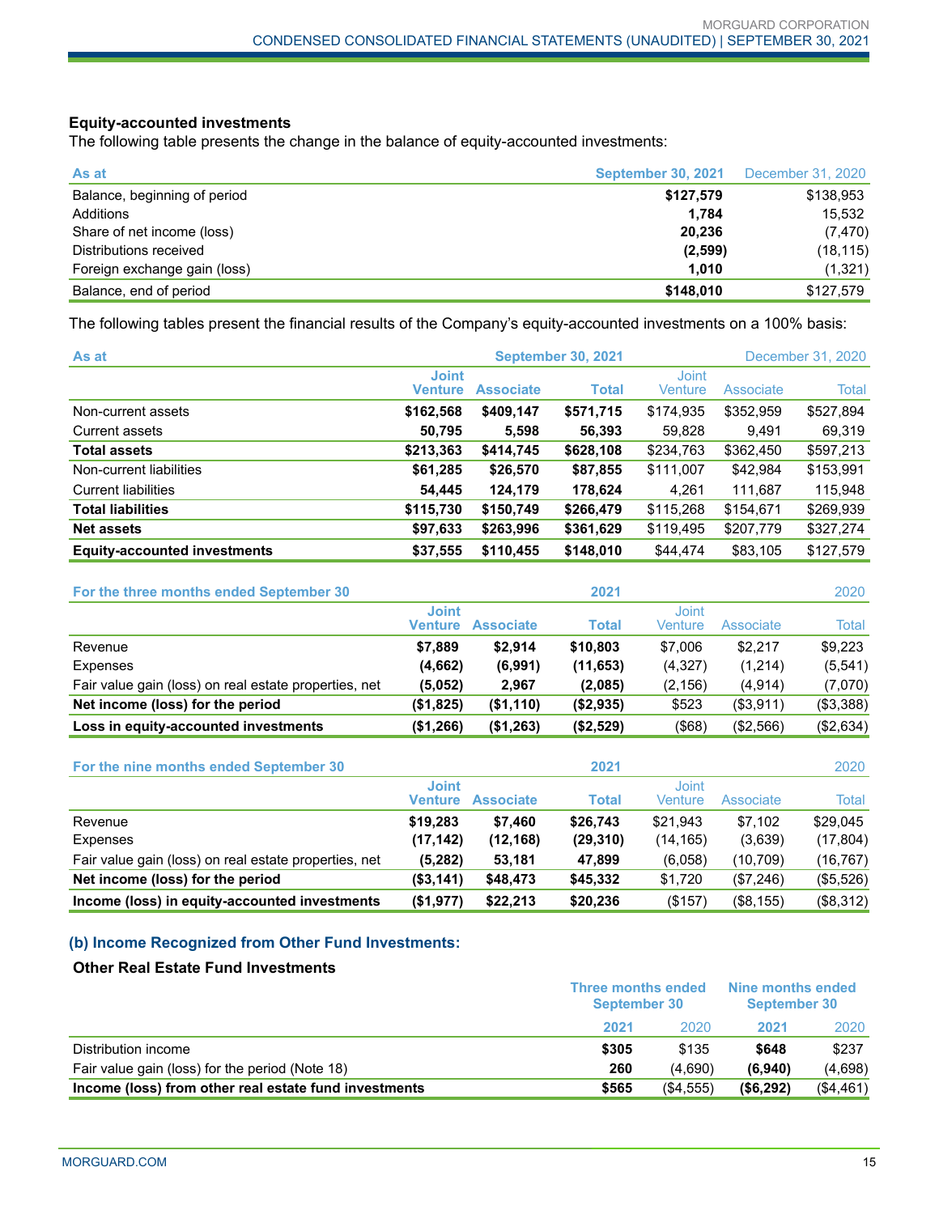**Equity-accounted investments**

The following table presents the change in the balance of equity-accounted investments:

| As at | September 30, 2021 | December 31, 2020 |
|---|---|---|
| Balance, beginning of period | **$127,579** | $138,953 |
| Additions | **1,784** | 15,532 |
| Share of net income (loss) | **20,236** | (7,470) |
| Distributions received | **(2,599)** | (18,115) |
| Foreign exchange gain (loss) | **1,010** | (1,321) |
| Balance, end of period | **$148,010** | $127,579 |

The following tables present the financial results of the Company's equity-accounted investments on a 100% basis:

| As at | September 30, 2021 | | | December 31, 2020 | | |
|---|---|---|---|---|---|---|
| | **Joint Venture** | **Associate** | **Total** | Joint Venture | Associate | Total |
| Non-current assets | **$162,568** | **$409,147** | **$571,715** | $174,935 | $352,959 | $527,894 |
| Current assets | **50,795** | **5,598** | **56,393** | 59,828 | 9,491 | 69,319 |
| **Total assets** | **$213,363** | **$414,745** | **$628,108** | $234,763 | $362,450 | $597,213 |
| Non-current liabilities | **$61,285** | **$26,570** | **$87,855** | $111,007 | $42,984 | $153,991 |
| Current liabilities | **54,445** | **124,179** | **178,624** | 4,261 | 111,687 | 115,948 |
| **Total liabilities** | **$115,730** | **$150,749** | **$266,479** | $115,268 | $154,671 | $269,939 |
| **Net assets** | **$97,633** | **$263,996** | **$361,629** | $119,495 | $207,779 | $327,274 |
| **Equity-accounted investments** | **$37,555** | **$110,455** | **$148,010** | $44,474 | $83,105 | $127,579 |

| For the three months ended September 30 | 2021 | | | 2020 | | |
|---|---|---|---|---|---|---|
| | **Joint Venture** | **Associate** | **Total** | Joint Venture | Associate | Total |
| Revenue | **$7,889** | **$2,914** | **$10,803** | $7,006 | $2,217 | $9,223 |
| Expenses | **(4,662)** | **(6,991)** | **(11,653)** | (4,327) | (1,214) | (5,541) |
| Fair value gain (loss) on real estate properties, net | **(5,052)** | **2,967** | **(2,085)** | (2,156) | (4,914) | (7,070) |
| **Net income (loss) for the period** | **($1,825)** | **($1,110)** | **($2,935)** | $523 | ($3,911) | ($3,388) |
| **Loss in equity-accounted investments** | **($1,266)** | **($1,263)** | **($2,529)** | ($68) | ($2,566) | ($2,634) |

| For the nine months ended September 30 | 2021 | | | 2020 | | |
|---|---|---|---|---|---|---|
| | **Joint Venture** | **Associate** | **Total** | Joint Venture | Associate | Total |
| Revenue | **$19,283** | **$7,460** | **$26,743** | $21,943 | $7,102 | $29,045 |
| Expenses | **(17,142)** | **(12,168)** | **(29,310)** | (14,165) | (3,639) | (17,804) |
| Fair value gain (loss) on real estate properties, net | **(5,282)** | **53,181** | **47,899** | (6,058) | (10,709) | (16,767) |
| **Net income (loss) for the period** | **($3,141)** | **$48,473** | **$45,332** | $1,720 | ($7,246) | ($5,526) |
| **Income (loss) in equity-accounted investments** | **($1,977)** | **$22,213** | **$20,236** | ($157) | ($8,155) | ($8,312) |

### (b) Income Recognized from Other Fund Investments:

**Other Real Estate Fund Investments**

| | Three months ended September 30 | | Nine months ended September 30 | |
|---|---|---|---|---|
| | **2021** | 2020 | **2021** | 2020 |
| Distribution income | **$305** | $135 | **$648** | $237 |
| Fair value gain (loss) for the period (Note 18) | **260** | (4,690) | **(6,940)** | (4,698) |
| **Income (loss) from other real estate fund investments** | **$565** | ($4,555) | **($6,292)** | ($4,461) |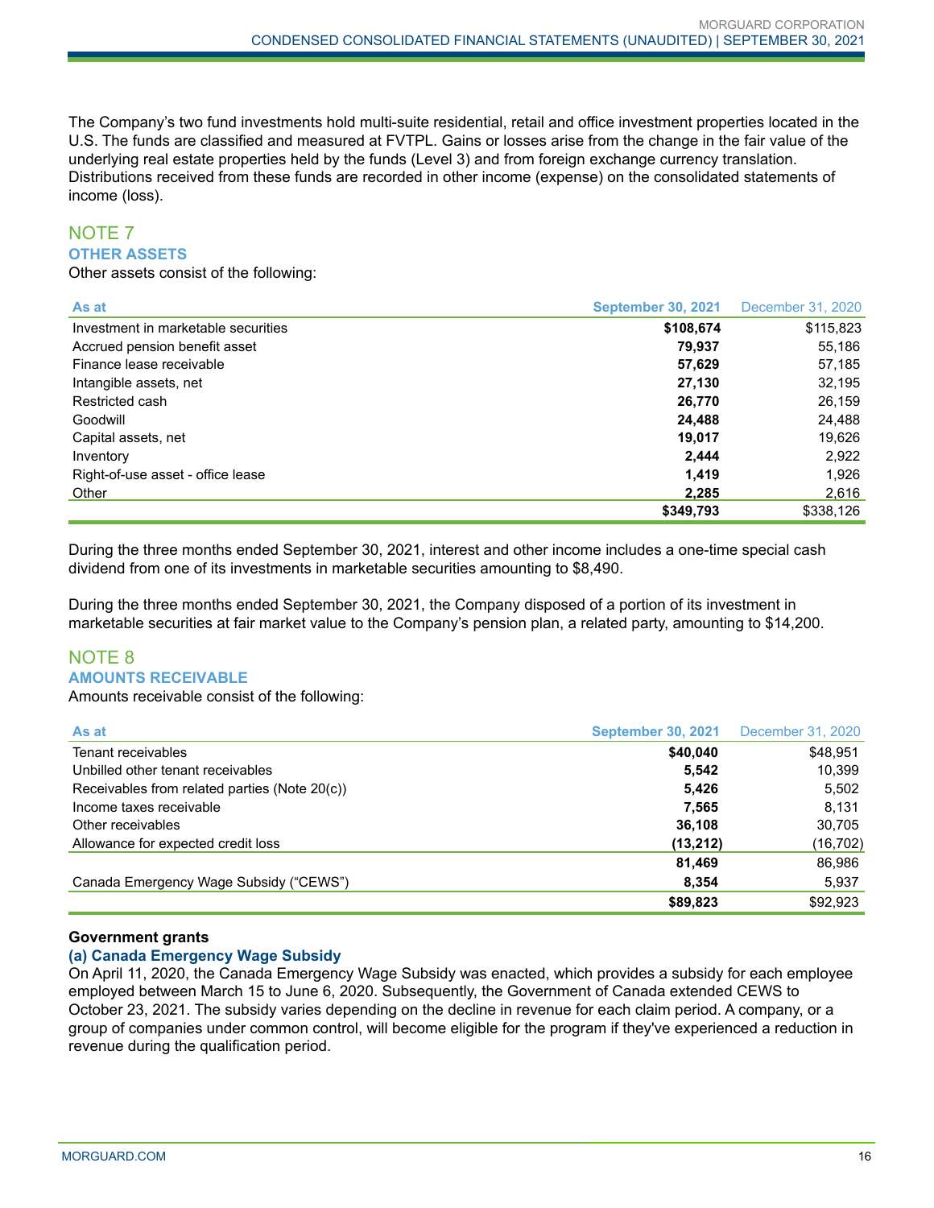The Company's two fund investments hold multi-suite residential, retail and office investment properties located in the U.S. The funds are classified and measured at FVTPL. Gains or losses arise from the change in the fair value of the underlying real estate properties held by the funds (Level 3) and from foreign exchange currency translation. Distributions received from these funds are recorded in other income (expense) on the consolidated statements of income (loss).

## NOTE 7

### OTHER ASSETS

Other assets consist of the following:

| As at | September 30, 2021 | December 31, 2020 |
|---|---|---|
| Investment in marketable securities | **$108,674** | $115,823 |
| Accrued pension benefit asset | **79,937** | 55,186 |
| Finance lease receivable | **57,629** | 57,185 |
| Intangible assets, net | **27,130** | 32,195 |
| Restricted cash | **26,770** | 26,159 |
| Goodwill | **24,488** | 24,488 |
| Capital assets, net | **19,017** | 19,626 |
| Inventory | **2,444** | 2,922 |
| Right-of-use asset - office lease | **1,419** | 1,926 |
| Other | **2,285** | 2,616 |
| | **$349,793** | $338,126 |

During the three months ended September 30, 2021, interest and other income includes a one-time special cash dividend from one of its investments in marketable securities amounting to $8,490.

During the three months ended September 30, 2021, the Company disposed of a portion of its investment in marketable securities at fair market value to the Company's pension plan, a related party, amounting to $14,200.

## NOTE 8

### AMOUNTS RECEIVABLE

Amounts receivable consist of the following:

| As at | September 30, 2021 | December 31, 2020 |
|---|---|---|
| Tenant receivables | **$40,040** | $48,951 |
| Unbilled other tenant receivables | **5,542** | 10,399 |
| Receivables from related parties (Note 20(c)) | **5,426** | 5,502 |
| Income taxes receivable | **7,565** | 8,131 |
| Other receivables | **36,108** | 30,705 |
| Allowance for expected credit loss | **(13,212)** | (16,702) |
| | **81,469** | 86,986 |
| Canada Emergency Wage Subsidy ("CEWS") | **8,354** | 5,937 |
| | **$89,823** | $92,923 |

**Government grants**

**(a) Canada Emergency Wage Subsidy**

On April 11, 2020, the Canada Emergency Wage Subsidy was enacted, which provides a subsidy for each employee employed between March 15 to June 6, 2020. Subsequently, the Government of Canada extended CEWS to October 23, 2021. The subsidy varies depending on the decline in revenue for each claim period. A company, or a group of companies under common control, will become eligible for the program if they've experienced a reduction in revenue during the qualification period.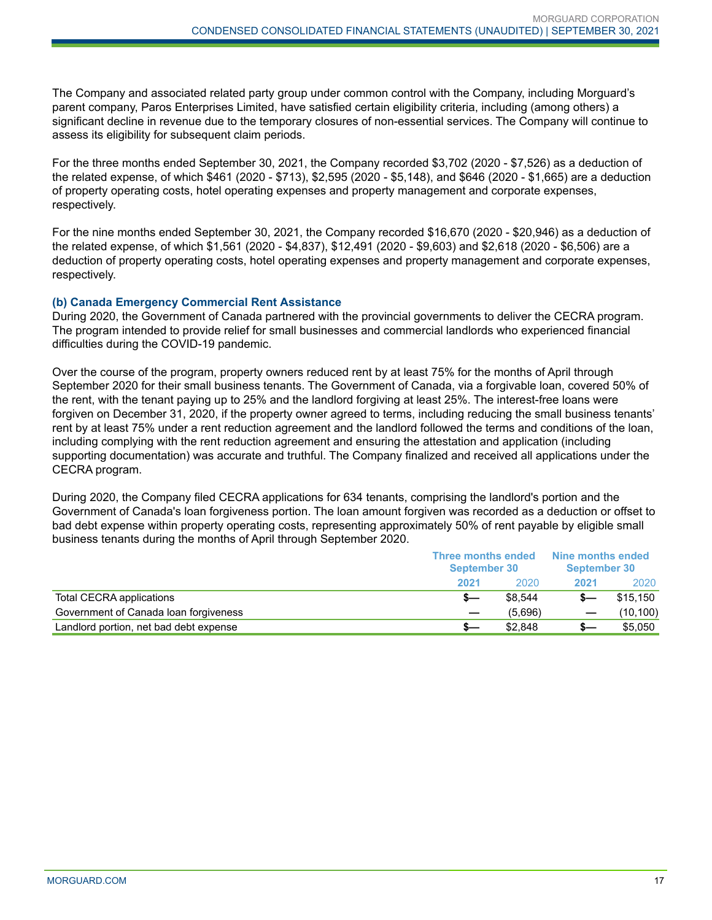The Company and associated related party group under common control with the Company, including Morguard's parent company, Paros Enterprises Limited, have satisfied certain eligibility criteria, including (among others) a significant decline in revenue due to the temporary closures of non-essential services. The Company will continue to assess its eligibility for subsequent claim periods.

For the three months ended September 30, 2021, the Company recorded $3,702 (2020 - $7,526) as a deduction of the related expense, of which $461 (2020 - $713), $2,595 (2020 - $5,148), and $646 (2020 - $1,665) are a deduction of property operating costs, hotel operating expenses and property management and corporate expenses, respectively.

For the nine months ended September 30, 2021, the Company recorded $16,670 (2020 - $20,946) as a deduction of the related expense, of which $1,561 (2020 - $4,837), $12,491 (2020 - $9,603) and $2,618 (2020 - $6,506) are a deduction of property operating costs, hotel operating expenses and property management and corporate expenses, respectively.

### (b) Canada Emergency Commercial Rent Assistance

During 2020, the Government of Canada partnered with the provincial governments to deliver the CECRA program. The program intended to provide relief for small businesses and commercial landlords who experienced financial difficulties during the COVID-19 pandemic.

Over the course of the program, property owners reduced rent by at least 75% for the months of April through September 2020 for their small business tenants. The Government of Canada, via a forgivable loan, covered 50% of the rent, with the tenant paying up to 25% and the landlord forgiving at least 25%. The interest-free loans were forgiven on December 31, 2020, if the property owner agreed to terms, including reducing the small business tenants' rent by at least 75% under a rent reduction agreement and the landlord followed the terms and conditions of the loan, including complying with the rent reduction agreement and ensuring the attestation and application (including supporting documentation) was accurate and truthful. The Company finalized and received all applications under the CECRA program.

During 2020, the Company filed CECRA applications for 634 tenants, comprising the landlord's portion and the Government of Canada's loan forgiveness portion. The loan amount forgiven was recorded as a deduction or offset to bad debt expense within property operating costs, representing approximately 50% of rent payable by eligible small business tenants during the months of April through September 2020.

| | Three months ended September 30 | | Nine months ended September 30 | |
|---|---|---|---|---|
| | **2021** | 2020 | **2021** | 2020 |
| Total CECRA applications | **$—** | $8,544 | **$—** | $15,150 |
| Government of Canada loan forgiveness | **—** | (5,696) | **—** | (10,100) |
| Landlord portion, net bad debt expense | **$—** | $2,848 | **$—** | $5,050 |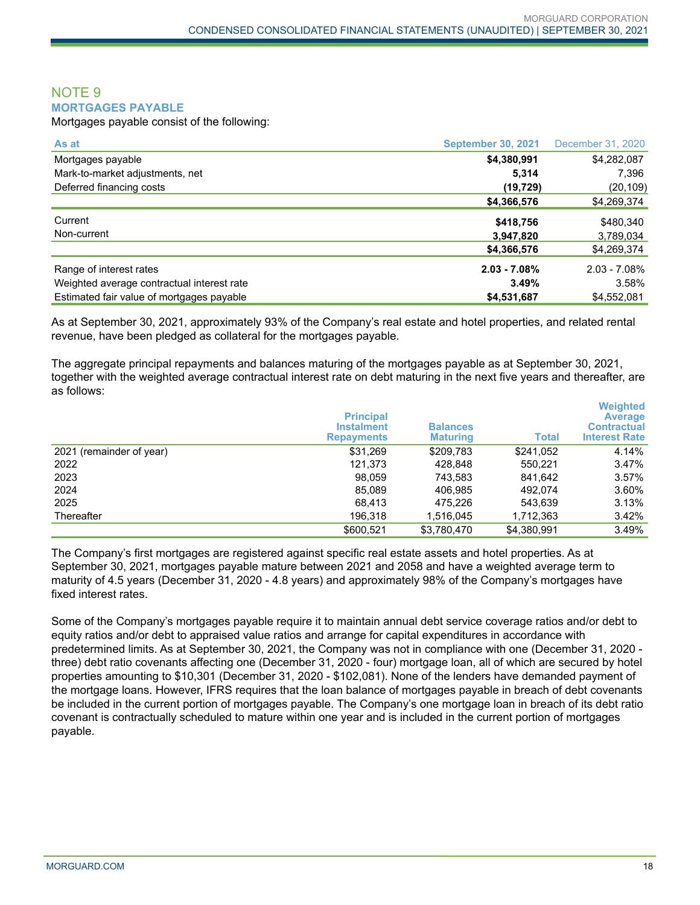## NOTE 9

### MORTGAGES PAYABLE

Mortgages payable consist of the following:

| As at | September 30, 2021 | December 31, 2020 |
|---|---|---|
| Mortgages payable | **$4,380,991** | $4,282,087 |
| Mark-to-market adjustments, net | **5,314** | 7,396 |
| Deferred financing costs | **(19,729)** | (20,109) |
| | **$4,366,576** | $4,269,374 |
| Current | **$418,756** | $480,340 |
| Non-current | **3,947,820** | 3,789,034 |
| | **$4,366,576** | $4,269,374 |
| Range of interest rates | **2.03 - 7.08%** | 2.03 - 7.08% |
| Weighted average contractual interest rate | **3.49%** | 3.58% |
| Estimated fair value of mortgages payable | **$4,531,687** | $4,552,081 |

As at September 30, 2021, approximately 93% of the Company's real estate and hotel properties, and related rental revenue, have been pledged as collateral for the mortgages payable.

The aggregate principal repayments and balances maturing of the mortgages payable as at September 30, 2021, together with the weighted average contractual interest rate on debt maturing in the next five years and thereafter, are as follows:

| | Principal Instalment Repayments | Balances Maturing | Total | Weighted Average Contractual Interest Rate |
|---|---|---|---|---|
| 2021 (remainder of year) | $31,269 | $209,783 | $241,052 | 4.14% |
| 2022 | 121,373 | 428,848 | 550,221 | 3.47% |
| 2023 | 98,059 | 743,583 | 841,642 | 3.57% |
| 2024 | 85,089 | 406,985 | 492,074 | 3.60% |
| 2025 | 68,413 | 475,226 | 543,639 | 3.13% |
| Thereafter | 196,318 | 1,516,045 | 1,712,363 | 3.42% |
| | $600,521 | $3,780,470 | $4,380,991 | 3.49% |

The Company's first mortgages are registered against specific real estate assets and hotel properties. As at September 30, 2021, mortgages payable mature between 2021 and 2058 and have a weighted average term to maturity of 4.5 years (December 31, 2020 - 4.8 years) and approximately 98% of the Company's mortgages have fixed interest rates.

Some of the Company's mortgages payable require it to maintain annual debt service coverage ratios and/or debt to equity ratios and/or debt to appraised value ratios and arrange for capital expenditures in accordance with predetermined limits. As at September 30, 2021, the Company was not in compliance with one (December 31, 2020 - three) debt ratio covenants affecting one (December 31, 2020 - four) mortgage loan, all of which are secured by hotel properties amounting to $10,301 (December 31, 2020 - $102,081). None of the lenders have demanded payment of the mortgage loans. However, IFRS requires that the loan balance of mortgages payable in breach of debt covenants be included in the current portion of mortgages payable. The Company's one mortgage loan in breach of its debt ratio covenant is contractually scheduled to mature within one year and is included in the current portion of mortgages payable.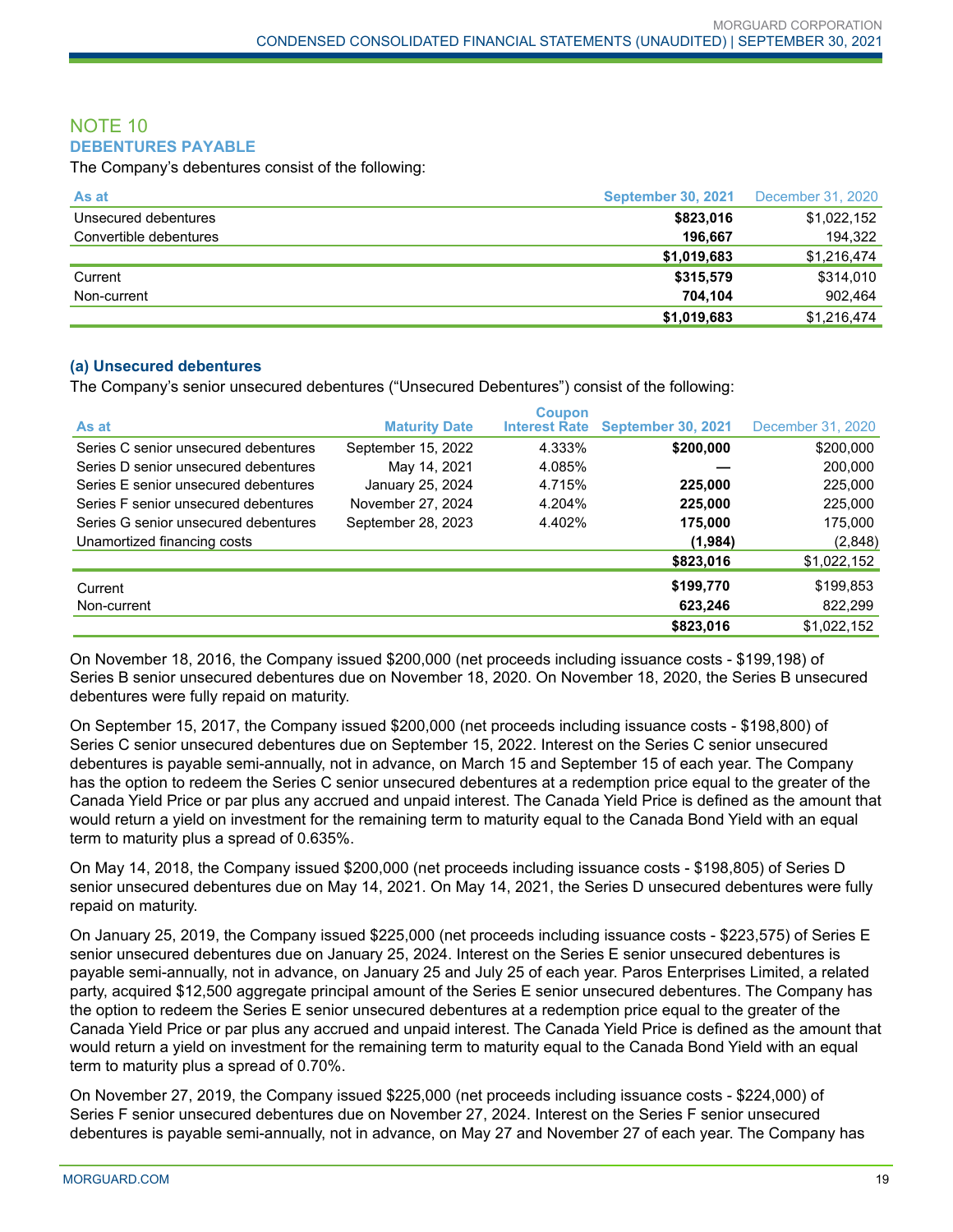## NOTE 10

### DEBENTURES PAYABLE

The Company's debentures consist of the following:

| As at | September 30, 2021 | December 31, 2020 |
|---|---|---|
| Unsecured debentures | **$823,016** | $1,022,152 |
| Convertible debentures | **196,667** | 194,322 |
| | **$1,019,683** | $1,216,474 |
| Current | **$315,579** | $314,010 |
| Non-current | **704,104** | 902,464 |
| | **$1,019,683** | $1,216,474 |

#### (a) Unsecured debentures

The Company's senior unsecured debentures ("Unsecured Debentures") consist of the following:

| As at | Maturity Date | Coupon Interest Rate | September 30, 2021 | December 31, 2020 |
|---|---|---|---|---|
| Series C senior unsecured debentures | September 15, 2022 | 4.333% | **$200,000** | $200,000 |
| Series D senior unsecured debentures | May 14, 2021 | 4.085% | **—** | 200,000 |
| Series E senior unsecured debentures | January 25, 2024 | 4.715% | **225,000** | 225,000 |
| Series F senior unsecured debentures | November 27, 2024 | 4.204% | **225,000** | 225,000 |
| Series G senior unsecured debentures | September 28, 2023 | 4.402% | **175,000** | 175,000 |
| Unamortized financing costs | | | **(1,984)** | (2,848) |
| | | | **$823,016** | $1,022,152 |
| Current | | | **$199,770** | $199,853 |
| Non-current | | | **623,246** | 822,299 |
| | | | **$823,016** | $1,022,152 |

On November 18, 2016, the Company issued $200,000 (net proceeds including issuance costs - $199,198) of Series B senior unsecured debentures due on November 18, 2020. On November 18, 2020, the Series B unsecured debentures were fully repaid on maturity.

On September 15, 2017, the Company issued $200,000 (net proceeds including issuance costs - $198,800) of Series C senior unsecured debentures due on September 15, 2022. Interest on the Series C senior unsecured debentures is payable semi-annually, not in advance, on March 15 and September 15 of each year. The Company has the option to redeem the Series C senior unsecured debentures at a redemption price equal to the greater of the Canada Yield Price or par plus any accrued and unpaid interest. The Canada Yield Price is defined as the amount that would return a yield on investment for the remaining term to maturity equal to the Canada Bond Yield with an equal term to maturity plus a spread of 0.635%.

On May 14, 2018, the Company issued $200,000 (net proceeds including issuance costs - $198,805) of Series D senior unsecured debentures due on May 14, 2021. On May 14, 2021, the Series D unsecured debentures were fully repaid on maturity.

On January 25, 2019, the Company issued $225,000 (net proceeds including issuance costs - $223,575) of Series E senior unsecured debentures due on January 25, 2024. Interest on the Series E senior unsecured debentures is payable semi-annually, not in advance, on January 25 and July 25 of each year. Paros Enterprises Limited, a related party, acquired $12,500 aggregate principal amount of the Series E senior unsecured debentures. The Company has the option to redeem the Series E senior unsecured debentures at a redemption price equal to the greater of the Canada Yield Price or par plus any accrued and unpaid interest. The Canada Yield Price is defined as the amount that would return a yield on investment for the remaining term to maturity equal to the Canada Bond Yield with an equal term to maturity plus a spread of 0.70%.

On November 27, 2019, the Company issued $225,000 (net proceeds including issuance costs - $224,000) of Series F senior unsecured debentures due on November 27, 2024. Interest on the Series F senior unsecured debentures is payable semi-annually, not in advance, on May 27 and November 27 of each year. The Company has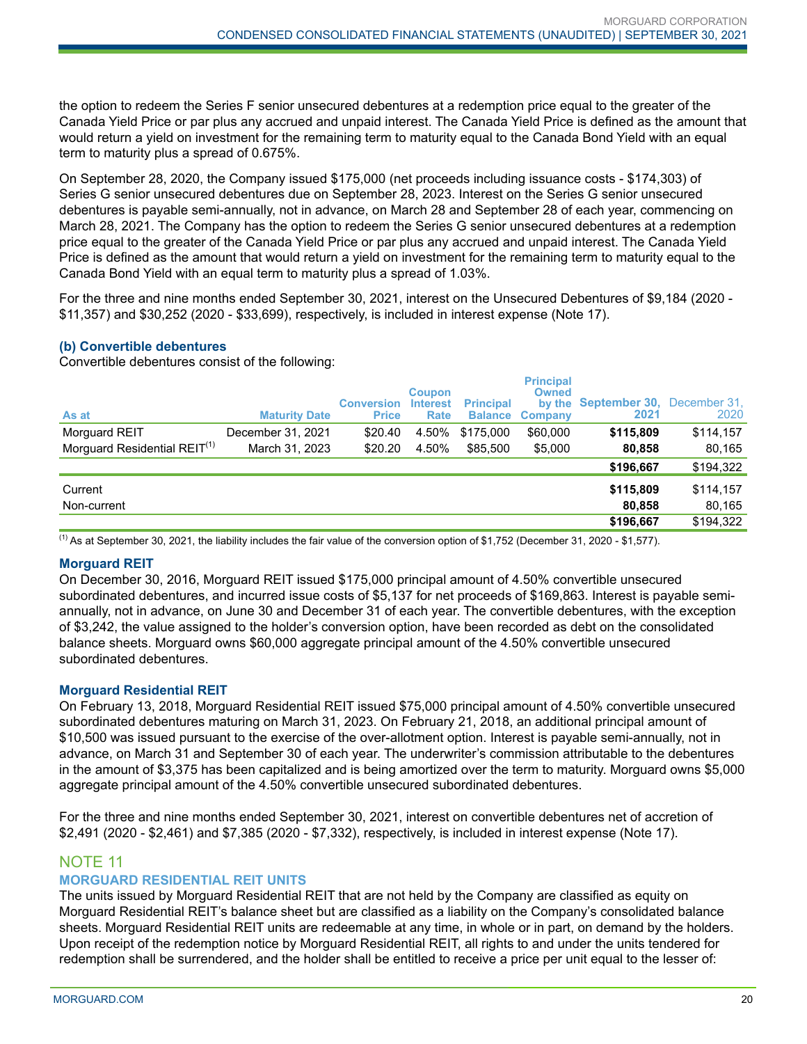the option to redeem the Series F senior unsecured debentures at a redemption price equal to the greater of the Canada Yield Price or par plus any accrued and unpaid interest. The Canada Yield Price is defined as the amount that would return a yield on investment for the remaining term to maturity equal to the Canada Bond Yield with an equal term to maturity plus a spread of 0.675%.

On September 28, 2020, the Company issued $175,000 (net proceeds including issuance costs - $174,303) of Series G senior unsecured debentures due on September 28, 2023. Interest on the Series G senior unsecured debentures is payable semi-annually, not in advance, on March 28 and September 28 of each year, commencing on March 28, 2021. The Company has the option to redeem the Series G senior unsecured debentures at a redemption price equal to the greater of the Canada Yield Price or par plus any accrued and unpaid interest. The Canada Yield Price is defined as the amount that would return a yield on investment for the remaining term to maturity equal to the Canada Bond Yield with an equal term to maturity plus a spread of 1.03%.

For the three and nine months ended September 30, 2021, interest on the Unsecured Debentures of $9,184 (2020 - $11,357) and $30,252 (2020 - $33,699), respectively, is included in interest expense (Note 17).

### (b) Convertible debentures

Convertible debentures consist of the following:

| As at | Maturity Date | Conversion Price | Coupon Interest Rate | Principal Balance | Principal Owned by the Company | September 30, 2021 | December 31, 2020 |
|---|---|---|---|---|---|---|---|
| Morguard REIT | December 31, 2021 | $20.40 | 4.50% | $175,000 | $60,000 | **$115,809** | $114,157 |
| Morguard Residential REIT[1] | March 31, 2023 | $20.20 | 4.50% | $85,500 | $5,000 | **80,858** | 80,165 |
| | | | | | | **$196,667** | $194,322 |
| Current | | | | | | **$115,809** | $114,157 |
| Non-current | | | | | | **80,858** | 80,165 |
| | | | | | | **$196,667** | $194,322 |

[1] As at September 30, 2021, the liability includes the fair value of the conversion option of $1,752 (December 31, 2020 - $1,577).

#### Morguard REIT

On December 30, 2016, Morguard REIT issued $175,000 principal amount of 4.50% convertible unsecured subordinated debentures, and incurred issue costs of $5,137 for net proceeds of $169,863. Interest is payable semi-annually, not in advance, on June 30 and December 31 of each year. The convertible debentures, with the exception of $3,242, the value assigned to the holder's conversion option, have been recorded as debt on the consolidated balance sheets. Morguard owns $60,000 aggregate principal amount of the 4.50% convertible unsecured subordinated debentures.

#### Morguard Residential REIT

On February 13, 2018, Morguard Residential REIT issued $75,000 principal amount of 4.50% convertible unsecured subordinated debentures maturing on March 31, 2023. On February 21, 2018, an additional principal amount of $10,500 was issued pursuant to the exercise of the over-allotment option. Interest is payable semi-annually, not in advance, on March 31 and September 30 of each year. The underwriter's commission attributable to the debentures in the amount of $3,375 has been capitalized and is being amortized over the term to maturity. Morguard owns $5,000 aggregate principal amount of the 4.50% convertible unsecured subordinated debentures.

For the three and nine months ended September 30, 2021, interest on convertible debentures net of accretion of $2,491 (2020 - $2,461) and $7,385 (2020 - $7,332), respectively, is included in interest expense (Note 17).

## NOTE 11

### MORGUARD RESIDENTIAL REIT UNITS

The units issued by Morguard Residential REIT that are not held by the Company are classified as equity on Morguard Residential REIT's balance sheet but are classified as a liability on the Company's consolidated balance sheets. Morguard Residential REIT units are redeemable at any time, in whole or in part, on demand by the holders. Upon receipt of the redemption notice by Morguard Residential REIT, all rights to and under the units tendered for redemption shall be surrendered, and the holder shall be entitled to receive a price per unit equal to the lesser of: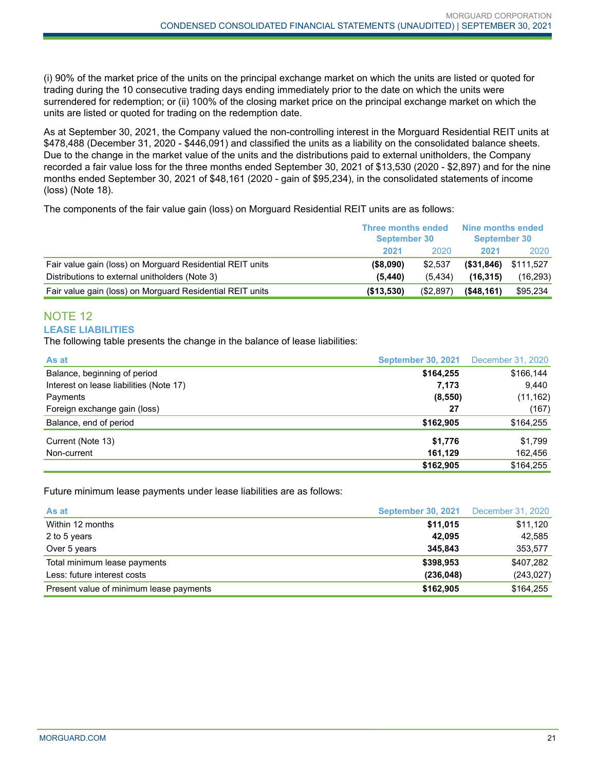(i) 90% of the market price of the units on the principal exchange market on which the units are listed or quoted for trading during the 10 consecutive trading days ending immediately prior to the date on which the units were surrendered for redemption; or (ii) 100% of the closing market price on the principal exchange market on which the units are listed or quoted for trading on the redemption date.

As at September 30, 2021, the Company valued the non-controlling interest in the Morguard Residential REIT units at $478,488 (December 31, 2020 - $446,091) and classified the units as a liability on the consolidated balance sheets. Due to the change in the market value of the units and the distributions paid to external unitholders, the Company recorded a fair value loss for the three months ended September 30, 2021 of $13,530 (2020 - $2,897) and for the nine months ended September 30, 2021 of $48,161 (2020 - gain of $95,234), in the consolidated statements of income (loss) (Note 18).

The components of the fair value gain (loss) on Morguard Residential REIT units are as follows:

| | Three months ended September 30 | | Nine months ended September 30 | |
|---|---|---|---|---|
| | **2021** | 2020 | **2021** | 2020 |
| Fair value gain (loss) on Morguard Residential REIT units | **($8,090)** | $2,537 | **($31,846)** | $111,527 |
| Distributions to external unitholders (Note 3) | **(5,440)** | (5,434) | **(16,315)** | (16,293) |
| Fair value gain (loss) on Morguard Residential REIT units | **($13,530)** | ($2,897) | **($48,161)** | $95,234 |

## NOTE 12

### LEASE LIABILITIES

The following table presents the change in the balance of lease liabilities:

| As at | September 30, 2021 | December 31, 2020 |
|---|---|---|
| Balance, beginning of period | **$164,255** | $166,144 |
| Interest on lease liabilities (Note 17) | **7,173** | 9,440 |
| Payments | **(8,550)** | (11,162) |
| Foreign exchange gain (loss) | **27** | (167) |
| Balance, end of period | **$162,905** | $164,255 |
| Current (Note 13) | **$1,776** | $1,799 |
| Non-current | **161,129** | 162,456 |
| | **$162,905** | $164,255 |

Future minimum lease payments under lease liabilities are as follows:

| As at | September 30, 2021 | December 31, 2020 |
|---|---|---|
| Within 12 months | **$11,015** | $11,120 |
| 2 to 5 years | **42,095** | 42,585 |
| Over 5 years | **345,843** | 353,577 |
| Total minimum lease payments | **$398,953** | $407,282 |
| Less: future interest costs | **(236,048)** | (243,027) |
| Present value of minimum lease payments | **$162,905** | $164,255 |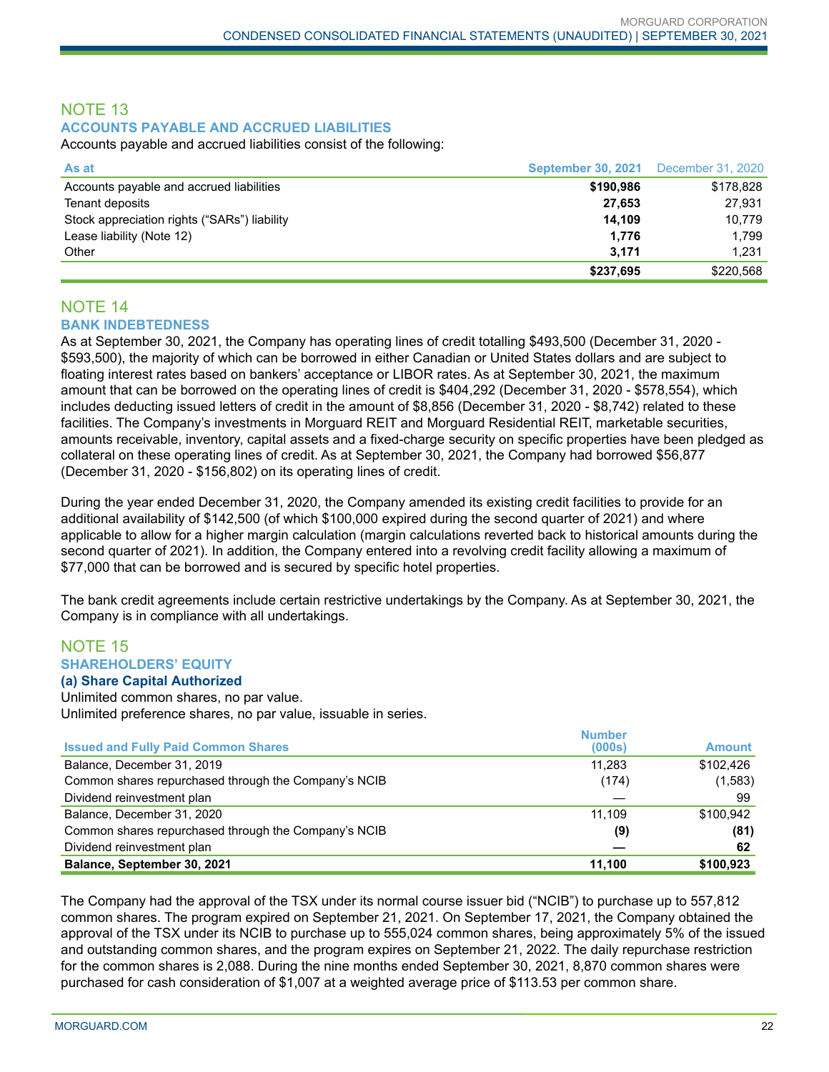## NOTE 13

### ACCOUNTS PAYABLE AND ACCRUED LIABILITIES

Accounts payable and accrued liabilities consist of the following:

| As at | September 30, 2021 | December 31, 2020 |
|---|---|---|
| Accounts payable and accrued liabilities | **$190,986** | $178,828 |
| Tenant deposits | **27,653** | 27,931 |
| Stock appreciation rights ("SARs") liability | **14,109** | 10,779 |
| Lease liability (Note 12) | **1,776** | 1,799 |
| Other | **3,171** | 1,231 |
| | **$237,695** | $220,568 |

## NOTE 14

### BANK INDEBTEDNESS

As at September 30, 2021, the Company has operating lines of credit totalling $493,500 (December 31, 2020 - $593,500), the majority of which can be borrowed in either Canadian or United States dollars and are subject to floating interest rates based on bankers' acceptance or LIBOR rates. As at September 30, 2021, the maximum amount that can be borrowed on the operating lines of credit is $404,292 (December 31, 2020 - $578,554), which includes deducting issued letters of credit in the amount of $8,856 (December 31, 2020 - $8,742) related to these facilities. The Company's investments in Morguard REIT and Morguard Residential REIT, marketable securities, amounts receivable, inventory, capital assets and a fixed-charge security on specific properties have been pledged as collateral on these operating lines of credit. As at September 30, 2021, the Company had borrowed $56,877 (December 31, 2020 - $156,802) on its operating lines of credit.

During the year ended December 31, 2020, the Company amended its existing credit facilities to provide for an additional availability of $142,500 (of which $100,000 expired during the second quarter of 2021) and where applicable to allow for a higher margin calculation (margin calculations reverted back to historical amounts during the second quarter of 2021). In addition, the Company entered into a revolving credit facility allowing a maximum of $77,000 that can be borrowed and is secured by specific hotel properties.

The bank credit agreements include certain restrictive undertakings by the Company. As at September 30, 2021, the Company is in compliance with all undertakings.

## NOTE 15

### SHAREHOLDERS' EQUITY

#### (a) Share Capital Authorized

Unlimited common shares, no par value.
Unlimited preference shares, no par value, issuable in series.

| Issued and Fully Paid Common Shares | Number (000s) | Amount |
|---|---|---|
| Balance, December 31, 2019 | 11,283 | $102,426 |
| Common shares repurchased through the Company's NCIB | (174) | (1,583) |
| Dividend reinvestment plan | — | 99 |
| Balance, December 31, 2020 | 11,109 | $100,942 |
| Common shares repurchased through the Company's NCIB | **(9)** | **(81)** |
| Dividend reinvestment plan | **—** | **62** |
| **Balance, September 30, 2021** | **11,100** | **$100,923** |

The Company had the approval of the TSX under its normal course issuer bid ("NCIB") to purchase up to 557,812 common shares. The program expired on September 21, 2021. On September 17, 2021, the Company obtained the approval of the TSX under its NCIB to purchase up to 555,024 common shares, being approximately 5% of the issued and outstanding common shares, and the program expires on September 21, 2022. The daily repurchase restriction for the common shares is 2,088. During the nine months ended September 30, 2021, 8,870 common shares were purchased for cash consideration of $1,007 at a weighted average price of $113.53 per common share.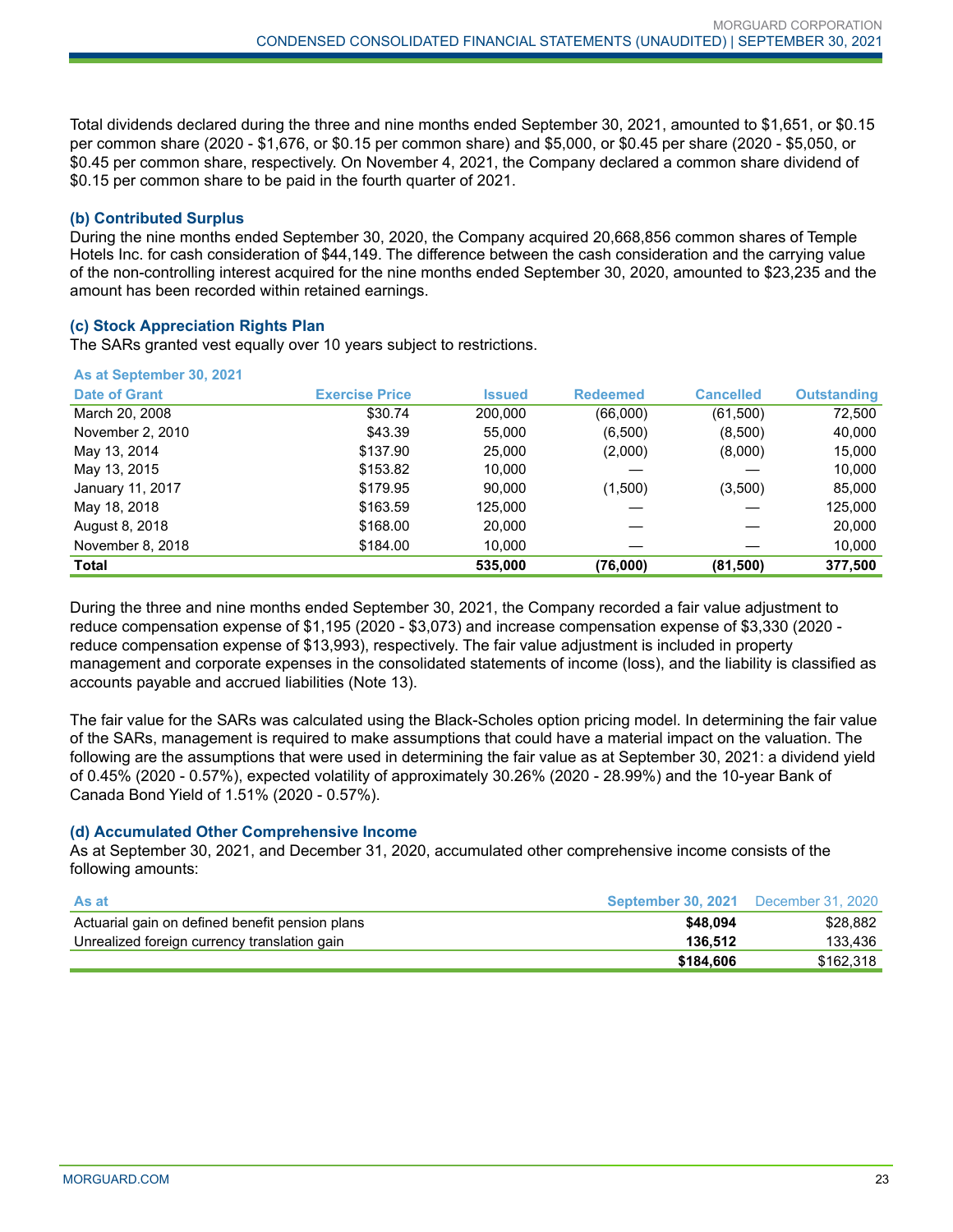Total dividends declared during the three and nine months ended September 30, 2021, amounted to $1,651, or $0.15 per common share (2020 - $1,676, or $0.15 per common share) and $5,000, or $0.45 per share (2020 - $5,050, or $0.45 per common share, respectively. On November 4, 2021, the Company declared a common share dividend of $0.15 per common share to be paid in the fourth quarter of 2021.

### (b) Contributed Surplus

During the nine months ended September 30, 2020, the Company acquired 20,668,856 common shares of Temple Hotels Inc. for cash consideration of $44,149. The difference between the cash consideration and the carrying value of the non-controlling interest acquired for the nine months ended September 30, 2020, amounted to $23,235 and the amount has been recorded within retained earnings.

### (c) Stock Appreciation Rights Plan

The SARs granted vest equally over 10 years subject to restrictions.

**As at September 30, 2021**

| Date of Grant | Exercise Price | Issued | Redeemed | Cancelled | Outstanding |
|---|---|---|---|---|---|
| March 20, 2008 | $30.74 | 200,000 | (66,000) | (61,500) | 72,500 |
| November 2, 2010 | $43.39 | 55,000 | (6,500) | (8,500) | 40,000 |
| May 13, 2014 | $137.90 | 25,000 | (2,000) | (8,000) | 15,000 |
| May 13, 2015 | $153.82 | 10,000 | — | — | 10,000 |
| January 11, 2017 | $179.95 | 90,000 | (1,500) | (3,500) | 85,000 |
| May 18, 2018 | $163.59 | 125,000 | — | — | 125,000 |
| August 8, 2018 | $168.00 | 20,000 | — | — | 20,000 |
| November 8, 2018 | $184.00 | 10,000 | — | — | 10,000 |
| **Total** | | **535,000** | **(76,000)** | **(81,500)** | **377,500** |

During the three and nine months ended September 30, 2021, the Company recorded a fair value adjustment to reduce compensation expense of $1,195 (2020 - $3,073) and increase compensation expense of $3,330 (2020 - reduce compensation expense of $13,993), respectively. The fair value adjustment is included in property management and corporate expenses in the consolidated statements of income (loss), and the liability is classified as accounts payable and accrued liabilities (Note 13).

The fair value for the SARs was calculated using the Black-Scholes option pricing model. In determining the fair value of the SARs, management is required to make assumptions that could have a material impact on the valuation. The following are the assumptions that were used in determining the fair value as at September 30, 2021: a dividend yield of 0.45% (2020 - 0.57%), expected volatility of approximately 30.26% (2020 - 28.99%) and the 10-year Bank of Canada Bond Yield of 1.51% (2020 - 0.57%).

### (d) Accumulated Other Comprehensive Income

As at September 30, 2021, and December 31, 2020, accumulated other comprehensive income consists of the following amounts:

| As at | September 30, 2021 | December 31, 2020 |
|---|---|---|
| Actuarial gain on defined benefit pension plans | **$48,094** | $28,882 |
| Unrealized foreign currency translation gain | **136,512** | 133,436 |
| | **$184,606** | $162,318 |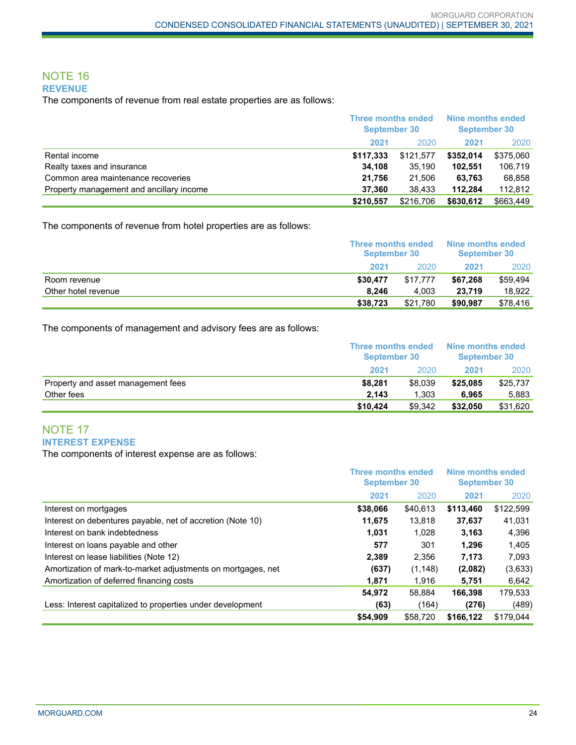## NOTE 16
### REVENUE

The components of revenue from real estate properties are as follows:

| | Three months ended September 30 | | Nine months ended September 30 | |
|---|---|---|---|---|
| | **2021** | 2020 | **2021** | 2020 |
| Rental income | **$117,333** | $121,577 | **$352,014** | $375,060 |
| Realty taxes and insurance | **34,108** | 35,190 | **102,551** | 106,719 |
| Common area maintenance recoveries | **21,756** | 21,506 | **63,763** | 68,858 |
| Property management and ancillary income | **37,360** | 38,433 | **112,284** | 112,812 |
| | **$210,557** | $216,706 | **$630,612** | $663,449 |

The components of revenue from hotel properties are as follows:

| | Three months ended September 30 | | Nine months ended September 30 | |
|---|---|---|---|---|
| | **2021** | 2020 | **2021** | 2020 |
| Room revenue | **$30,477** | $17,777 | **$67,268** | $59,494 |
| Other hotel revenue | **8,246** | 4,003 | **23,719** | 18,922 |
| | **$38,723** | $21,780 | **$90,987** | $78,416 |

The components of management and advisory fees are as follows:

| | Three months ended September 30 | | Nine months ended September 30 | |
|---|---|---|---|---|
| | **2021** | 2020 | **2021** | 2020 |
| Property and asset management fees | **$8,281** | $8,039 | **$25,085** | $25,737 |
| Other fees | **2,143** | 1,303 | **6,965** | 5,883 |
| | **$10,424** | $9,342 | **$32,050** | $31,620 |

## NOTE 17
### INTEREST EXPENSE

The components of interest expense are as follows:

| | Three months ended September 30 | | Nine months ended September 30 | |
|---|---|---|---|---|
| | **2021** | 2020 | **2021** | 2020 |
| Interest on mortgages | **$38,066** | $40,613 | **$113,460** | $122,599 |
| Interest on debentures payable, net of accretion (Note 10) | **11,675** | 13,818 | **37,637** | 41,031 |
| Interest on bank indebtedness | **1,031** | 1,028 | **3,163** | 4,396 |
| Interest on loans payable and other | **577** | 301 | **1,296** | 1,405 |
| Interest on lease liabilities (Note 12) | **2,389** | 2,356 | **7,173** | 7,093 |
| Amortization of mark-to-market adjustments on mortgages, net | **(637)** | (1,148) | **(2,082)** | (3,633) |
| Amortization of deferred financing costs | **1,871** | 1,916 | **5,751** | 6,642 |
| | **54,972** | 58,884 | **166,398** | 179,533 |
| Less: Interest capitalized to properties under development | **(63)** | (164) | **(276)** | (489) |
| | **$54,909** | $58,720 | **$166,122** | $179,044 |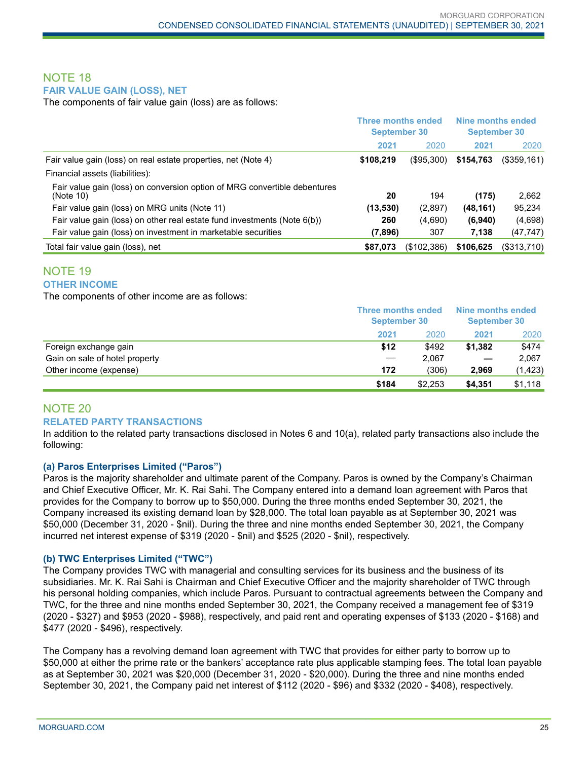## NOTE 18

### FAIR VALUE GAIN (LOSS), NET

The components of fair value gain (loss) are as follows:

| | Three months ended September 30 | | Nine months ended September 30 | |
|---|---|---|---|---|
| | **2021** | 2020 | **2021** | 2020 |
| Fair value gain (loss) on real estate properties, net (Note 4) | **$108,219** | ($95,300) | **$154,763** | ($359,161) |
| Financial assets (liabilities): | | | | |
| Fair value gain (loss) on conversion option of MRG convertible debentures (Note 10) | **20** | 194 | **(175)** | 2,662 |
| Fair value gain (loss) on MRG units (Note 11) | **(13,530)** | (2,897) | **(48,161)** | 95,234 |
| Fair value gain (loss) on other real estate fund investments (Note 6(b)) | **260** | (4,690) | **(6,940)** | (4,698) |
| Fair value gain (loss) on investment in marketable securities | **(7,896)** | 307 | **7,138** | (47,747) |
| Total fair value gain (loss), net | **$87,073** | ($102,386) | **$106,625** | ($313,710) |

## NOTE 19

### OTHER INCOME

The components of other income are as follows:

| | Three months ended September 30 | | Nine months ended September 30 | |
|---|---|---|---|---|
| | **2021** | 2020 | **2021** | 2020 |
| Foreign exchange gain | **$12** | $492 | **$1,382** | $474 |
| Gain on sale of hotel property | **—** | 2,067 | **—** | 2,067 |
| Other income (expense) | **172** | (306) | **2,969** | (1,423) |
| | **$184** | $2,253 | **$4,351** | $1,118 |

## NOTE 20

### RELATED PARTY TRANSACTIONS

In addition to the related party transactions disclosed in Notes 6 and 10(a), related party transactions also include the following:

#### (a) Paros Enterprises Limited ("Paros")

Paros is the majority shareholder and ultimate parent of the Company. Paros is owned by the Company's Chairman and Chief Executive Officer, Mr. K. Rai Sahi. The Company entered into a demand loan agreement with Paros that provides for the Company to borrow up to $50,000. During the three months ended September 30, 2021, the Company increased its existing demand loan by $28,000. The total loan payable as at September 30, 2021 was $50,000 (December 31, 2020 - $nil). During the three and nine months ended September 30, 2021, the Company incurred net interest expense of $319 (2020 - $nil) and $525 (2020 - $nil), respectively.

#### (b) TWC Enterprises Limited ("TWC")

The Company provides TWC with managerial and consulting services for its business and the business of its subsidiaries. Mr. K. Rai Sahi is Chairman and Chief Executive Officer and the majority shareholder of TWC through his personal holding companies, which include Paros. Pursuant to contractual agreements between the Company and TWC, for the three and nine months ended September 30, 2021, the Company received a management fee of $319 (2020 - $327) and $953 (2020 - $988), respectively, and paid rent and operating expenses of $133 (2020 - $168) and $477 (2020 - $496), respectively.

The Company has a revolving demand loan agreement with TWC that provides for either party to borrow up to $50,000 at either the prime rate or the bankers' acceptance rate plus applicable stamping fees. The total loan payable as at September 30, 2021 was $20,000 (December 31, 2020 - $20,000). During the three and nine months ended September 30, 2021, the Company paid net interest of $112 (2020 - $96) and $332 (2020 - $408), respectively.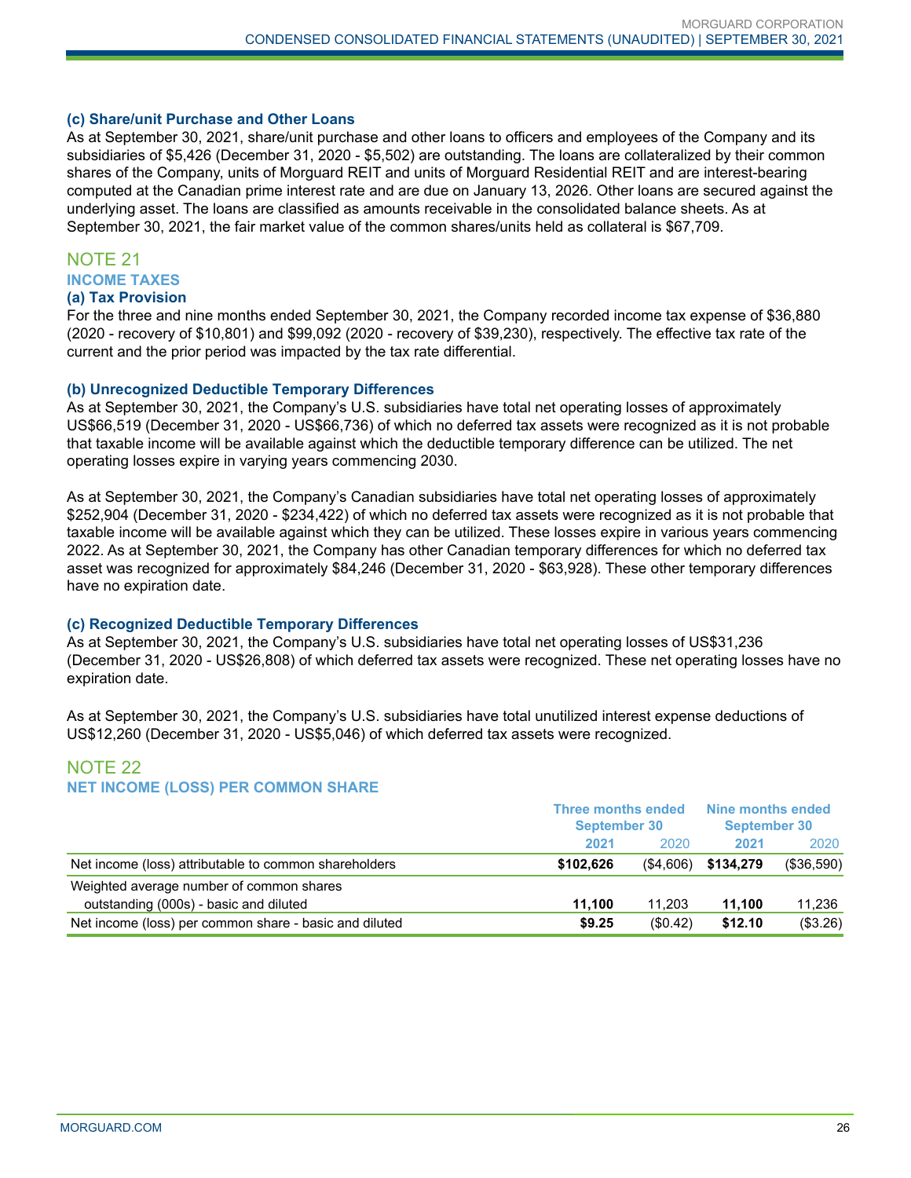### (c) Share/unit Purchase and Other Loans

As at September 30, 2021, share/unit purchase and other loans to officers and employees of the Company and its subsidiaries of $5,426 (December 31, 2020 - $5,502) are outstanding. The loans are collateralized by their common shares of the Company, units of Morguard REIT and units of Morguard Residential REIT and are interest-bearing computed at the Canadian prime interest rate and are due on January 13, 2026. Other loans are secured against the underlying asset. The loans are classified as amounts receivable in the consolidated balance sheets. As at September 30, 2021, the fair market value of the common shares/units held as collateral is $67,709.

## NOTE 21

## INCOME TAXES

### (a) Tax Provision

For the three and nine months ended September 30, 2021, the Company recorded income tax expense of $36,880 (2020 - recovery of $10,801) and $99,092 (2020 - recovery of $39,230), respectively. The effective tax rate of the current and the prior period was impacted by the tax rate differential.

### (b) Unrecognized Deductible Temporary Differences

As at September 30, 2021, the Company's U.S. subsidiaries have total net operating losses of approximately US$66,519 (December 31, 2020 - US$66,736) of which no deferred tax assets were recognized as it is not probable that taxable income will be available against which the deductible temporary difference can be utilized. The net operating losses expire in varying years commencing 2030.

As at September 30, 2021, the Company's Canadian subsidiaries have total net operating losses of approximately $252,904 (December 31, 2020 - $234,422) of which no deferred tax assets were recognized as it is not probable that taxable income will be available against which they can be utilized. These losses expire in various years commencing 2022. As at September 30, 2021, the Company has other Canadian temporary differences for which no deferred tax asset was recognized for approximately $84,246 (December 31, 2020 - $63,928). These other temporary differences have no expiration date.

### (c) Recognized Deductible Temporary Differences

As at September 30, 2021, the Company's U.S. subsidiaries have total net operating losses of US$31,236 (December 31, 2020 - US$26,808) of which deferred tax assets were recognized. These net operating losses have no expiration date.

As at September 30, 2021, the Company's U.S. subsidiaries have total unutilized interest expense deductions of US$12,260 (December 31, 2020 - US$5,046) of which deferred tax assets were recognized.

## NOTE 22

## NET INCOME (LOSS) PER COMMON SHARE

| | Three months ended September 30 | | Nine months ended September 30 | |
|---|---|---|---|---|
| | **2021** | 2020 | **2021** | 2020 |
| Net income (loss) attributable to common shareholders | **$102,626** | ($4,606) | **$134,279** | ($36,590) |
| Weighted average number of common shares outstanding (000s) - basic and diluted | **11,100** | 11,203 | **11,100** | 11,236 |
| Net income (loss) per common share - basic and diluted | **$9.25** | ($0.42) | **$12.10** | ($3.26) |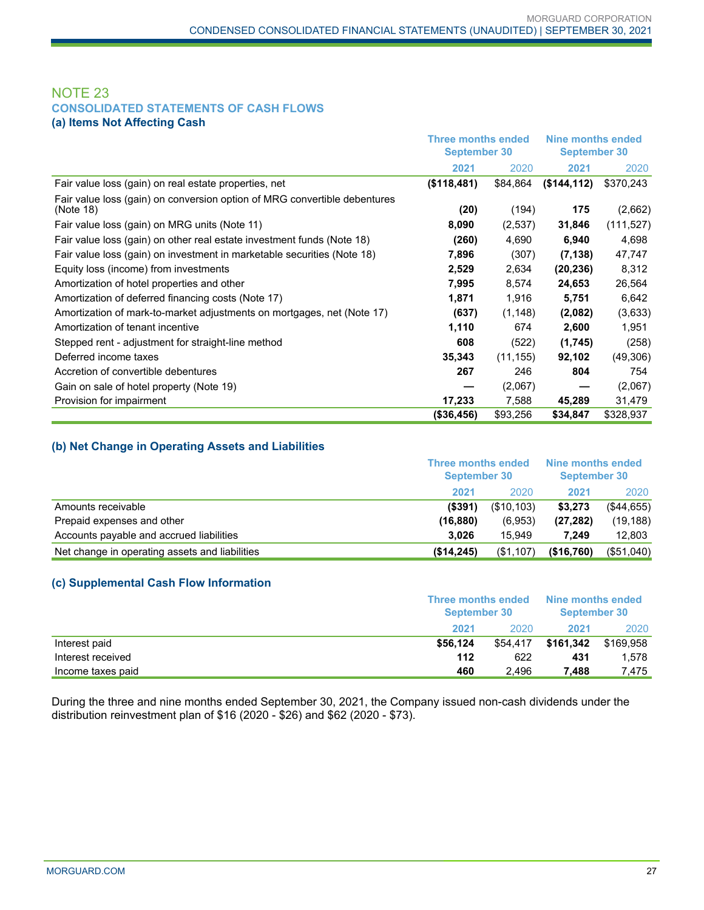## NOTE 23

### CONSOLIDATED STATEMENTS OF CASH FLOWS

#### (a) Items Not Affecting Cash

| | Three months ended September 30 | | Nine months ended September 30 | |
|---|---|---|---|---|
| | **2021** | 2020 | **2021** | 2020 |
| Fair value loss (gain) on real estate properties, net | **($118,481)** | $84,864 | **($144,112)** | $370,243 |
| Fair value loss (gain) on conversion option of MRG convertible debentures (Note 18) | **(20)** | (194) | **175** | (2,662) |
| Fair value loss (gain) on MRG units (Note 11) | **8,090** | (2,537) | **31,846** | (111,527) |
| Fair value loss (gain) on other real estate investment funds (Note 18) | **(260)** | 4,690 | **6,940** | 4,698 |
| Fair value loss (gain) on investment in marketable securities (Note 18) | **7,896** | (307) | **(7,138)** | 47,747 |
| Equity loss (income) from investments | **2,529** | 2,634 | **(20,236)** | 8,312 |
| Amortization of hotel properties and other | **7,995** | 8,574 | **24,653** | 26,564 |
| Amortization of deferred financing costs (Note 17) | **1,871** | 1,916 | **5,751** | 6,642 |
| Amortization of mark-to-market adjustments on mortgages, net (Note 17) | **(637)** | (1,148) | **(2,082)** | (3,633) |
| Amortization of tenant incentive | **1,110** | 674 | **2,600** | 1,951 |
| Stepped rent - adjustment for straight-line method | **608** | (522) | **(1,745)** | (258) |
| Deferred income taxes | **35,343** | (11,155) | **92,102** | (49,306) |
| Accretion of convertible debentures | **267** | 246 | **804** | 754 |
| Gain on sale of hotel property (Note 19) | **—** | (2,067) | **—** | (2,067) |
| Provision for impairment | **17,233** | 7,588 | **45,289** | 31,479 |
| | **($36,456)** | $93,256 | **$34,847** | $328,937 |

#### (b) Net Change in Operating Assets and Liabilities

| | Three months ended September 30 | | Nine months ended September 30 | |
|---|---|---|---|---|
| | **2021** | 2020 | **2021** | 2020 |
| Amounts receivable | **($391)** | ($10,103) | **$3,273** | ($44,655) |
| Prepaid expenses and other | **(16,880)** | (6,953) | **(27,282)** | (19,188) |
| Accounts payable and accrued liabilities | **3,026** | 15,949 | **7,249** | 12,803 |
| Net change in operating assets and liabilities | **($14,245)** | ($1,107) | **($16,760)** | ($51,040) |

#### (c) Supplemental Cash Flow Information

| | Three months ended September 30 | | Nine months ended September 30 | |
|---|---|---|---|---|
| | **2021** | 2020 | **2021** | 2020 |
| Interest paid | **$56,124** | $54,417 | **$161,342** | $169,958 |
| Interest received | **112** | 622 | **431** | 1,578 |
| Income taxes paid | **460** | 2,496 | **7,488** | 7,475 |

During the three and nine months ended September 30, 2021, the Company issued non-cash dividends under the distribution reinvestment plan of $16 (2020 - $26) and $62 (2020 - $73).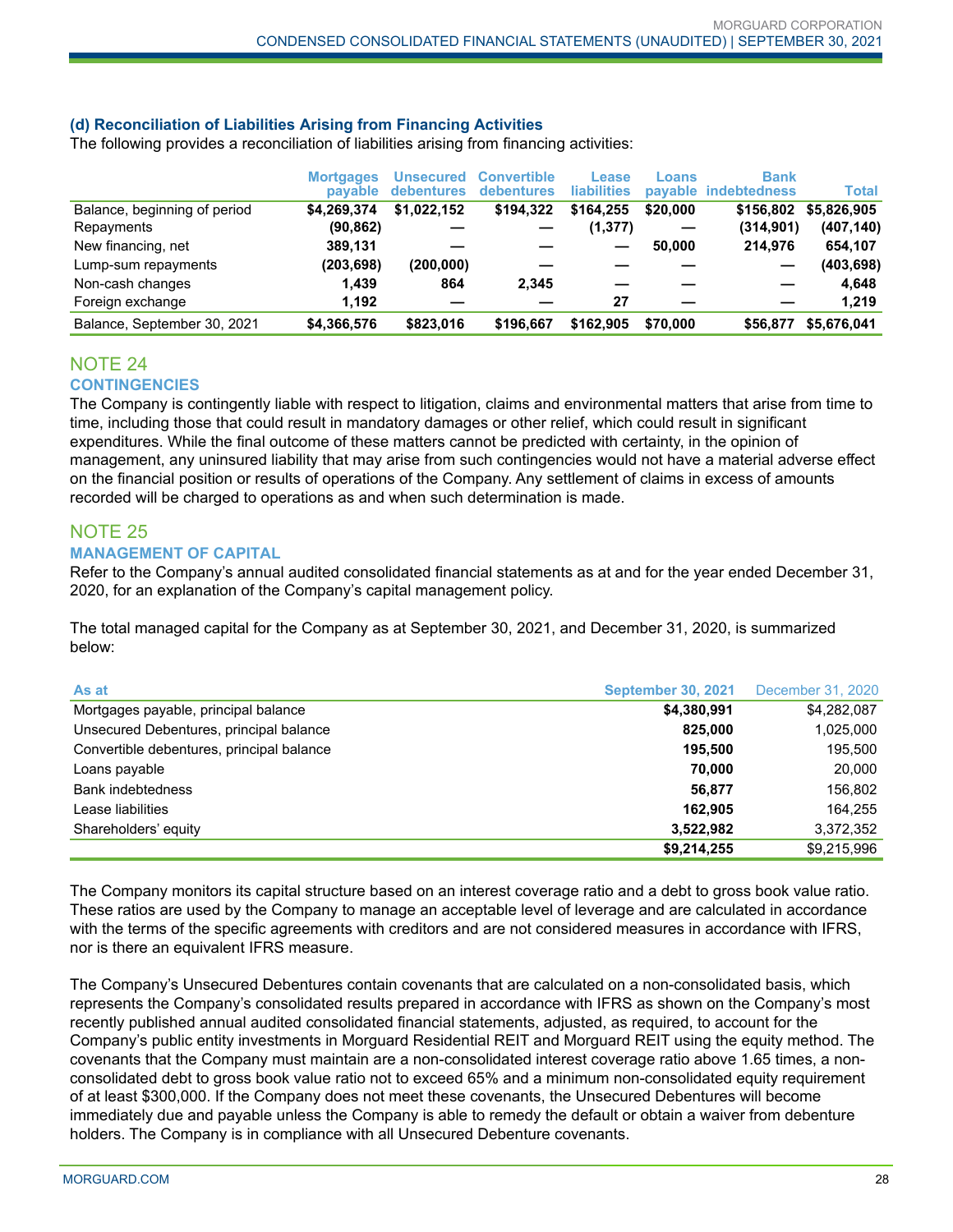### (d) Reconciliation of Liabilities Arising from Financing Activities

The following provides a reconciliation of liabilities arising from financing activities:

| | Mortgages payable | Unsecured debentures | Convertible debentures | Lease liabilities | Loans payable | Bank indebtedness | Total |
|---|---|---|---|---|---|---|---|
| Balance, beginning of period | **$4,269,374** | **$1,022,152** | **$194,322** | **$164,255** | **$20,000** | **$156,802** | **$5,826,905** |
| Repayments | **(90,862)** | **—** | **—** | **(1,377)** | **—** | **(314,901)** | **(407,140)** |
| New financing, net | **389,131** | **—** | **—** | **—** | **50,000** | **214,976** | **654,107** |
| Lump-sum repayments | **(203,698)** | **(200,000)** | **—** | **—** | **—** | **—** | **(403,698)** |
| Non-cash changes | **1,439** | **864** | **2,345** | **—** | **—** | **—** | **4,648** |
| Foreign exchange | **1,192** | **—** | **—** | **27** | **—** | **—** | **1,219** |
| Balance, September 30, 2021 | **$4,366,576** | **$823,016** | **$196,667** | **$162,905** | **$70,000** | **$56,877** | **$5,676,041** |

## NOTE 24

### CONTINGENCIES

The Company is contingently liable with respect to litigation, claims and environmental matters that arise from time to time, including those that could result in mandatory damages or other relief, which could result in significant expenditures. While the final outcome of these matters cannot be predicted with certainty, in the opinion of management, any uninsured liability that may arise from such contingencies would not have a material adverse effect on the financial position or results of operations of the Company. Any settlement of claims in excess of amounts recorded will be charged to operations as and when such determination is made.

## NOTE 25

### MANAGEMENT OF CAPITAL

Refer to the Company's annual audited consolidated financial statements as at and for the year ended December 31, 2020, for an explanation of the Company's capital management policy.

The total managed capital for the Company as at September 30, 2021, and December 31, 2020, is summarized below:

| As at | September 30, 2021 | December 31, 2020 |
|---|---|---|
| Mortgages payable, principal balance | **$4,380,991** | $4,282,087 |
| Unsecured Debentures, principal balance | **825,000** | 1,025,000 |
| Convertible debentures, principal balance | **195,500** | 195,500 |
| Loans payable | **70,000** | 20,000 |
| Bank indebtedness | **56,877** | 156,802 |
| Lease liabilities | **162,905** | 164,255 |
| Shareholders' equity | **3,522,982** | 3,372,352 |
| | **$9,214,255** | $9,215,996 |

The Company monitors its capital structure based on an interest coverage ratio and a debt to gross book value ratio. These ratios are used by the Company to manage an acceptable level of leverage and are calculated in accordance with the terms of the specific agreements with creditors and are not considered measures in accordance with IFRS, nor is there an equivalent IFRS measure.

The Company's Unsecured Debentures contain covenants that are calculated on a non-consolidated basis, which represents the Company's consolidated results prepared in accordance with IFRS as shown on the Company's most recently published annual audited consolidated financial statements, adjusted, as required, to account for the Company's public entity investments in Morguard Residential REIT and Morguard REIT using the equity method. The covenants that the Company must maintain are a non-consolidated interest coverage ratio above 1.65 times, a non-consolidated debt to gross book value ratio not to exceed 65% and a minimum non-consolidated equity requirement of at least $300,000. If the Company does not meet these covenants, the Unsecured Debentures will become immediately due and payable unless the Company is able to remedy the default or obtain a waiver from debenture holders. The Company is in compliance with all Unsecured Debenture covenants.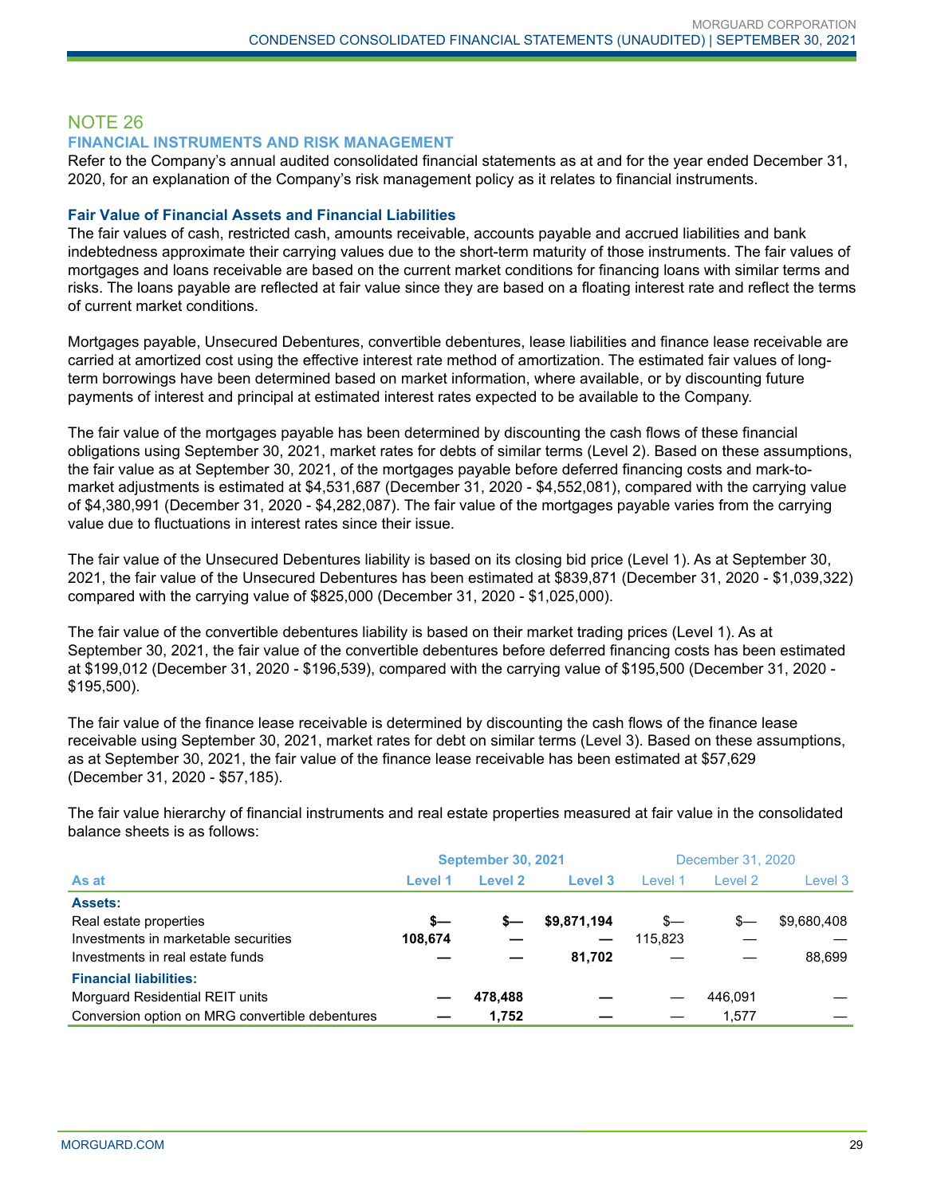## NOTE 26

### FINANCIAL INSTRUMENTS AND RISK MANAGEMENT

Refer to the Company's annual audited consolidated financial statements as at and for the year ended December 31, 2020, for an explanation of the Company's risk management policy as it relates to financial instruments.

#### Fair Value of Financial Assets and Financial Liabilities

The fair values of cash, restricted cash, amounts receivable, accounts payable and accrued liabilities and bank indebtedness approximate their carrying values due to the short-term maturity of those instruments. The fair values of mortgages and loans receivable are based on the current market conditions for financing loans with similar terms and risks. The loans payable are reflected at fair value since they are based on a floating interest rate and reflect the terms of current market conditions.

Mortgages payable, Unsecured Debentures, convertible debentures, lease liabilities and finance lease receivable are carried at amortized cost using the effective interest rate method of amortization. The estimated fair values of long-term borrowings have been determined based on market information, where available, or by discounting future payments of interest and principal at estimated interest rates expected to be available to the Company.

The fair value of the mortgages payable has been determined by discounting the cash flows of these financial obligations using September 30, 2021, market rates for debts of similar terms (Level 2). Based on these assumptions, the fair value as at September 30, 2021, of the mortgages payable before deferred financing costs and mark-to-market adjustments is estimated at $4,531,687 (December 31, 2020 - $4,552,081), compared with the carrying value of $4,380,991 (December 31, 2020 - $4,282,087). The fair value of the mortgages payable varies from the carrying value due to fluctuations in interest rates since their issue.

The fair value of the Unsecured Debentures liability is based on its closing bid price (Level 1). As at September 30, 2021, the fair value of the Unsecured Debentures has been estimated at $839,871 (December 31, 2020 - $1,039,322) compared with the carrying value of $825,000 (December 31, 2020 - $1,025,000).

The fair value of the convertible debentures liability is based on their market trading prices (Level 1). As at September 30, 2021, the fair value of the convertible debentures before deferred financing costs has been estimated at $199,012 (December 31, 2020 - $196,539), compared with the carrying value of $195,500 (December 31, 2020 - $195,500).

The fair value of the finance lease receivable is determined by discounting the cash flows of the finance lease receivable using September 30, 2021, market rates for debt on similar terms (Level 3). Based on these assumptions, as at September 30, 2021, the fair value of the finance lease receivable has been estimated at $57,629 (December 31, 2020 - $57,185).

The fair value hierarchy of financial instruments and real estate properties measured at fair value in the consolidated balance sheets is as follows:

| | September 30, 2021 | | | December 31, 2020 | | |
|---|---|---|---|---|---|---|
| **As at** | **Level 1** | **Level 2** | **Level 3** | Level 1 | Level 2 | Level 3 |
| **Assets:** | | | | | | |
| Real estate properties | **$—** | **$—** | **$9,871,194** | $— | $— | $9,680,408 |
| Investments in marketable securities | **108,674** | **—** | **—** | 115,823 | — | — |
| Investments in real estate funds | **—** | **—** | **81,702** | — | — | 88,699 |
| **Financial liabilities:** | | | | | | |
| Morguard Residential REIT units | **—** | **478,488** | **—** | — | 446,091 | — |
| Conversion option on MRG convertible debentures | **—** | **1,752** | **—** | — | 1,577 | — |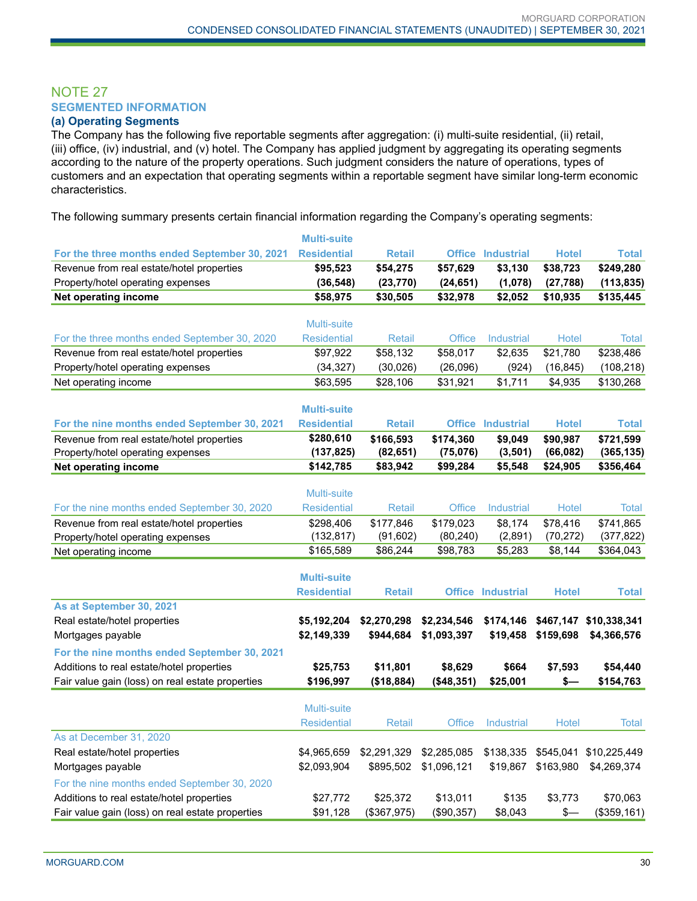## NOTE 27

### SEGMENTED INFORMATION

#### (a) Operating Segments

The Company has the following five reportable segments after aggregation: (i) multi-suite residential, (ii) retail, (iii) office, (iv) industrial, and (v) hotel. The Company has applied judgment by aggregating its operating segments according to the nature of the property operations. Such judgment considers the nature of operations, types of customers and an expectation that operating segments within a reportable segment have similar long-term economic characteristics.

The following summary presents certain financial information regarding the Company's operating segments:

| For the three months ended September 30, 2021 | Multi-suite Residential | Retail | Office | Industrial | Hotel | Total |
|---|---|---|---|---|---|---|
| Revenue from real estate/hotel properties | **$95,523** | **$54,275** | **$57,629** | **$3,130** | **$38,723** | **$249,280** |
| Property/hotel operating expenses | **(36,548)** | **(23,770)** | **(24,651)** | **(1,078)** | **(27,788)** | **(113,835)** |
| **Net operating income** | **$58,975** | **$30,505** | **$32,978** | **$2,052** | **$10,935** | **$135,445** |

| For the three months ended September 30, 2020 | Multi-suite Residential | Retail | Office | Industrial | Hotel | Total |
|---|---|---|---|---|---|---|
| Revenue from real estate/hotel properties | $97,922 | $58,132 | $58,017 | $2,635 | $21,780 | $238,486 |
| Property/hotel operating expenses | (34,327) | (30,026) | (26,096) | (924) | (16,845) | (108,218) |
| Net operating income | $63,595 | $28,106 | $31,921 | $1,711 | $4,935 | $130,268 |

| For the nine months ended September 30, 2021 | Multi-suite Residential | Retail | Office | Industrial | Hotel | Total |
|---|---|---|---|---|---|---|
| Revenue from real estate/hotel properties | **$280,610** | **$166,593** | **$174,360** | **$9,049** | **$90,987** | **$721,599** |
| Property/hotel operating expenses | **(137,825)** | **(82,651)** | **(75,076)** | **(3,501)** | **(66,082)** | **(365,135)** |
| **Net operating income** | **$142,785** | **$83,942** | **$99,284** | **$5,548** | **$24,905** | **$356,464** |

| For the nine months ended September 30, 2020 | Multi-suite Residential | Retail | Office | Industrial | Hotel | Total |
|---|---|---|---|---|---|---|
| Revenue from real estate/hotel properties | $298,406 | $177,846 | $179,023 | $8,174 | $78,416 | $741,865 |
| Property/hotel operating expenses | (132,817) | (91,602) | (80,240) | (2,891) | (70,272) | (377,822) |
| Net operating income | $165,589 | $86,244 | $98,783 | $5,283 | $8,144 | $364,043 |

| | Multi-suite Residential | Retail | Office | Industrial | Hotel | Total |
|---|---|---|---|---|---|---|
| **As at September 30, 2021** | | | | | | |
| Real estate/hotel properties | **$5,192,204** | **$2,270,298** | **$2,234,546** | **$174,146** | **$467,147** | **$10,338,341** |
| Mortgages payable | **$2,149,339** | **$944,684** | **$1,093,397** | **$19,458** | **$159,698** | **$4,366,576** |
| **For the nine months ended September 30, 2021** | | | | | | |
| Additions to real estate/hotel properties | **$25,753** | **$11,801** | **$8,629** | **$664** | **$7,593** | **$54,440** |
| Fair value gain (loss) on real estate properties | **$196,997** | **($18,884)** | **($48,351)** | **$25,001** | **$—** | **$154,763** |

| | Multi-suite Residential | Retail | Office | Industrial | Hotel | Total |
|---|---|---|---|---|---|---|
| As at December 31, 2020 | | | | | | |
| Real estate/hotel properties | $4,965,659 | $2,291,329 | $2,285,085 | $138,335 | $545,041 | $10,225,449 |
| Mortgages payable | $2,093,904 | $895,502 | $1,096,121 | $19,867 | $163,980 | $4,269,374 |
| For the nine months ended September 30, 2020 | | | | | | |
| Additions to real estate/hotel properties | $27,772 | $25,372 | $13,011 | $135 | $3,773 | $70,063 |
| Fair value gain (loss) on real estate properties | $91,128 | ($367,975) | ($90,357) | $8,043 | $— | ($359,161) |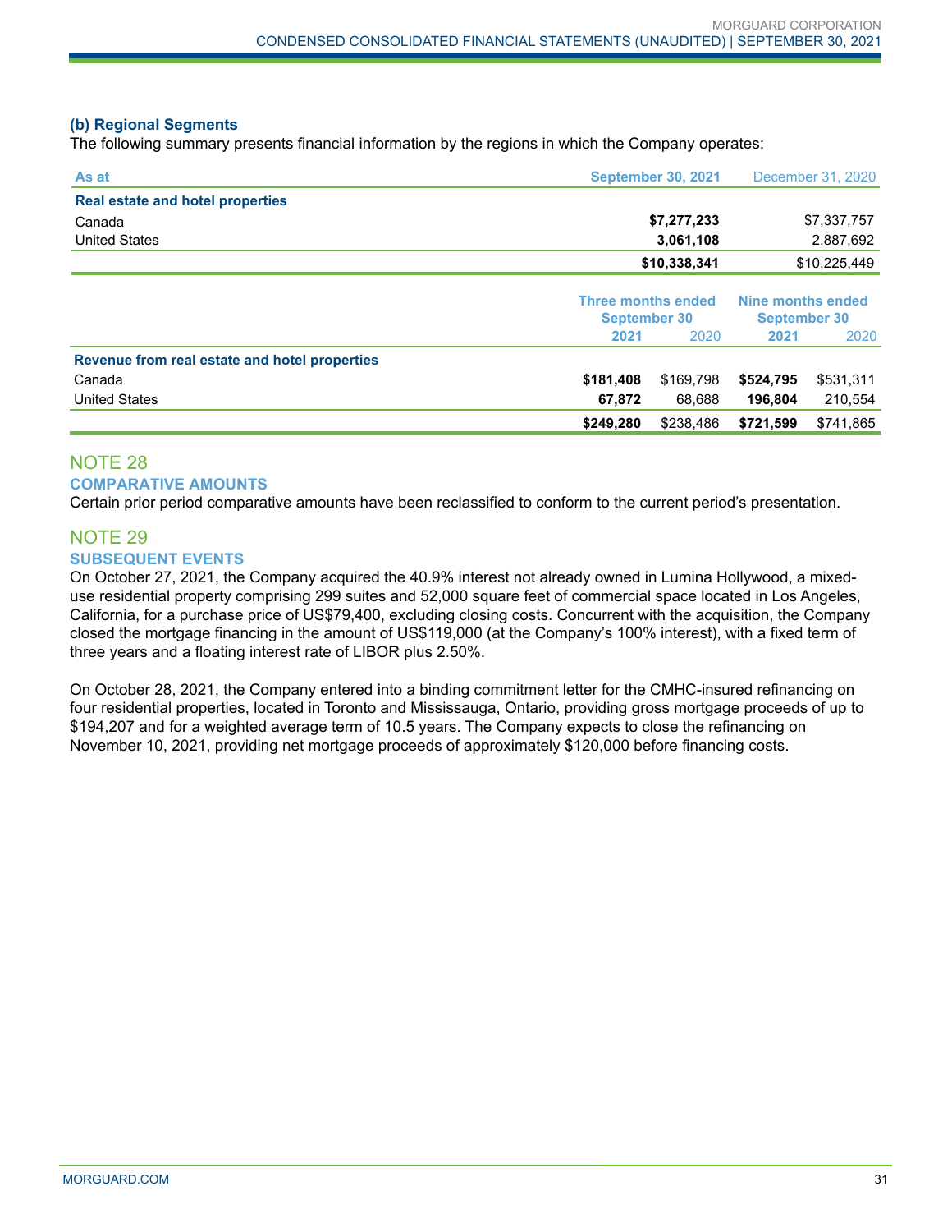### (b) Regional Segments

The following summary presents financial information by the regions in which the Company operates:

| As at | September 30, 2021 | December 31, 2020 |
|---|---|---|
| **Real estate and hotel properties** | | |
| Canada | **$7,277,233** | $7,337,757 |
| United States | **3,061,108** | 2,887,692 |
| | **$10,338,341** | $10,225,449 |

| | Three months ended September 30 | | Nine months ended September 30 | |
|---|---|---|---|---|
| | **2021** | 2020 | **2021** | 2020 |
| **Revenue from real estate and hotel properties** | | | | |
| Canada | **$181,408** | $169,798 | **$524,795** | $531,311 |
| United States | **67,872** | 68,688 | **196,804** | 210,554 |
| | **$249,280** | $238,486 | **$721,599** | $741,865 |

## NOTE 28

### COMPARATIVE AMOUNTS

Certain prior period comparative amounts have been reclassified to conform to the current period's presentation.

## NOTE 29

### SUBSEQUENT EVENTS

On October 27, 2021, the Company acquired the 40.9% interest not already owned in Lumina Hollywood, a mixed-use residential property comprising 299 suites and 52,000 square feet of commercial space located in Los Angeles, California, for a purchase price of US$79,400, excluding closing costs. Concurrent with the acquisition, the Company closed the mortgage financing in the amount of US$119,000 (at the Company's 100% interest), with a fixed term of three years and a floating interest rate of LIBOR plus 2.50%.

On October 28, 2021, the Company entered into a binding commitment letter for the CMHC-insured refinancing on four residential properties, located in Toronto and Mississauga, Ontario, providing gross mortgage proceeds of up to $194,207 and for a weighted average term of 10.5 years. The Company expects to close the refinancing on November 10, 2021, providing net mortgage proceeds of approximately $120,000 before financing costs.